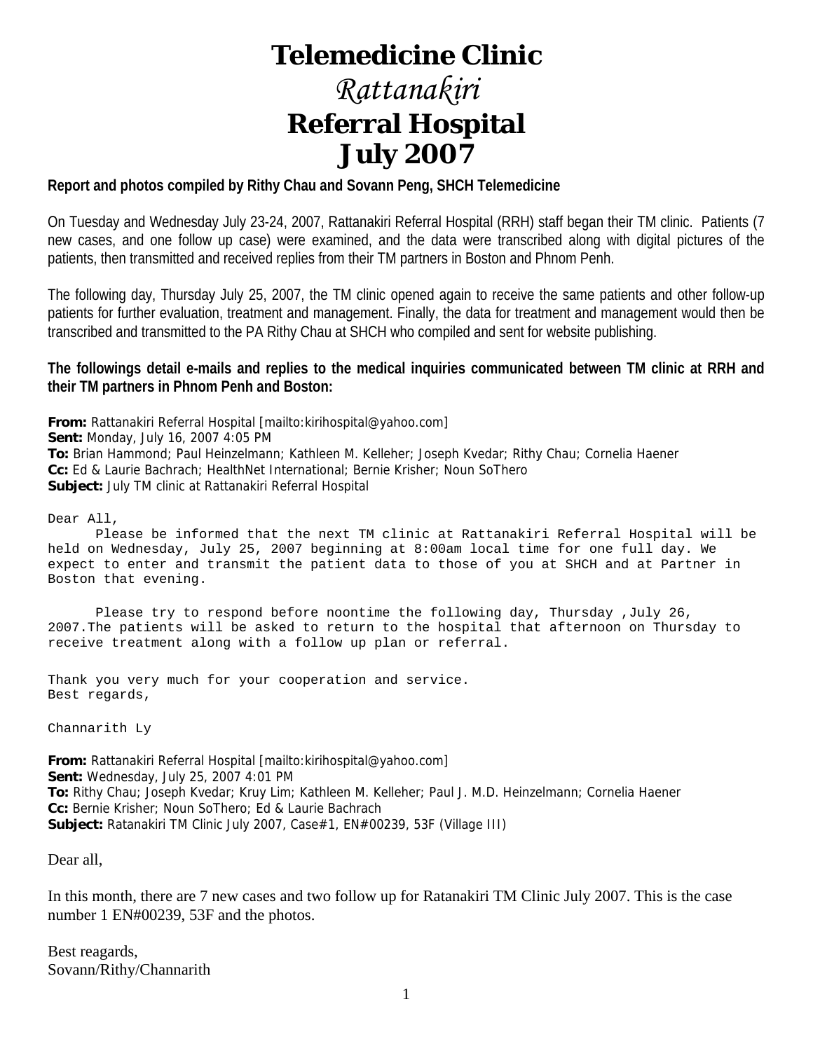# Telemedicine Clinic
## *Rattanakiri*
## Referral Hospital
## July 2007

**Report and photos compiled by Rithy Chau and Sovann Peng, SHCH Telemedicine**

On Tuesday and Wednesday July 23-24, 2007, Rattanakiri Referral Hospital (RRH) staff began their TM clinic. Patients (7 new cases, and one follow up case) were examined, and the data were transcribed along with digital pictures of the patients, then transmitted and received replies from their TM partners in Boston and Phnom Penh.

The following day, Thursday July 25, 2007, the TM clinic opened again to receive the same patients and other follow-up patients for further evaluation, treatment and management. Finally, the data for treatment and management would then be transcribed and transmitted to the PA Rithy Chau at SHCH who compiled and sent for website publishing.

**The followings detail e-mails and replies to the medical inquiries communicated between TM clinic at RRH and their TM partners in Phnom Penh and Boston:**

**From:** Rattanakiri Referral Hospital [mailto:kirihospital@yahoo.com]
**Sent:** Monday, July 16, 2007 4:05 PM
**To:** Brian Hammond; Paul Heinzelmann; Kathleen M. Kelleher; Joseph Kvedar; Rithy Chau; Cornelia Haener
**Cc:** Ed & Laurie Bachrach; HealthNet International; Bernie Krisher; Noun SoThero
**Subject:** July TM clinic at Rattanakiri Referral Hospital

Dear All,

Please be informed that the next TM clinic at Rattanakiri Referral Hospital will be held on Wednesday, July 25, 2007 beginning at 8:00am local time for one full day. We expect to enter and transmit the patient data to those of you at SHCH and at Partner in Boston that evening.

Please try to respond before noontime the following day, Thursday ,July 26, 2007.The patients will be asked to return to the hospital that afternoon on Thursday to receive treatment along with a follow up plan or referral.

Thank you very much for your cooperation and service.
Best regards,

Channarith Ly

**From:** Rattanakiri Referral Hospital [mailto:kirihospital@yahoo.com]
**Sent:** Wednesday, July 25, 2007 4:01 PM
**To:** Rithy Chau; Joseph Kvedar; Kruy Lim; Kathleen M. Kelleher; Paul J. M.D. Heinzelmann; Cornelia Haener
**Cc:** Bernie Krisher; Noun SoThero; Ed & Laurie Bachrach
**Subject:** Ratanakiri TM Clinic July 2007, Case#1, EN#00239, 53F (Village III)

Dear all,

In this month, there are 7 new cases and two follow up for Ratanakiri TM Clinic July 2007. This is the case number 1 EN#00239, 53F and the photos.

Best reagards,
Sovann/Rithy/Channarith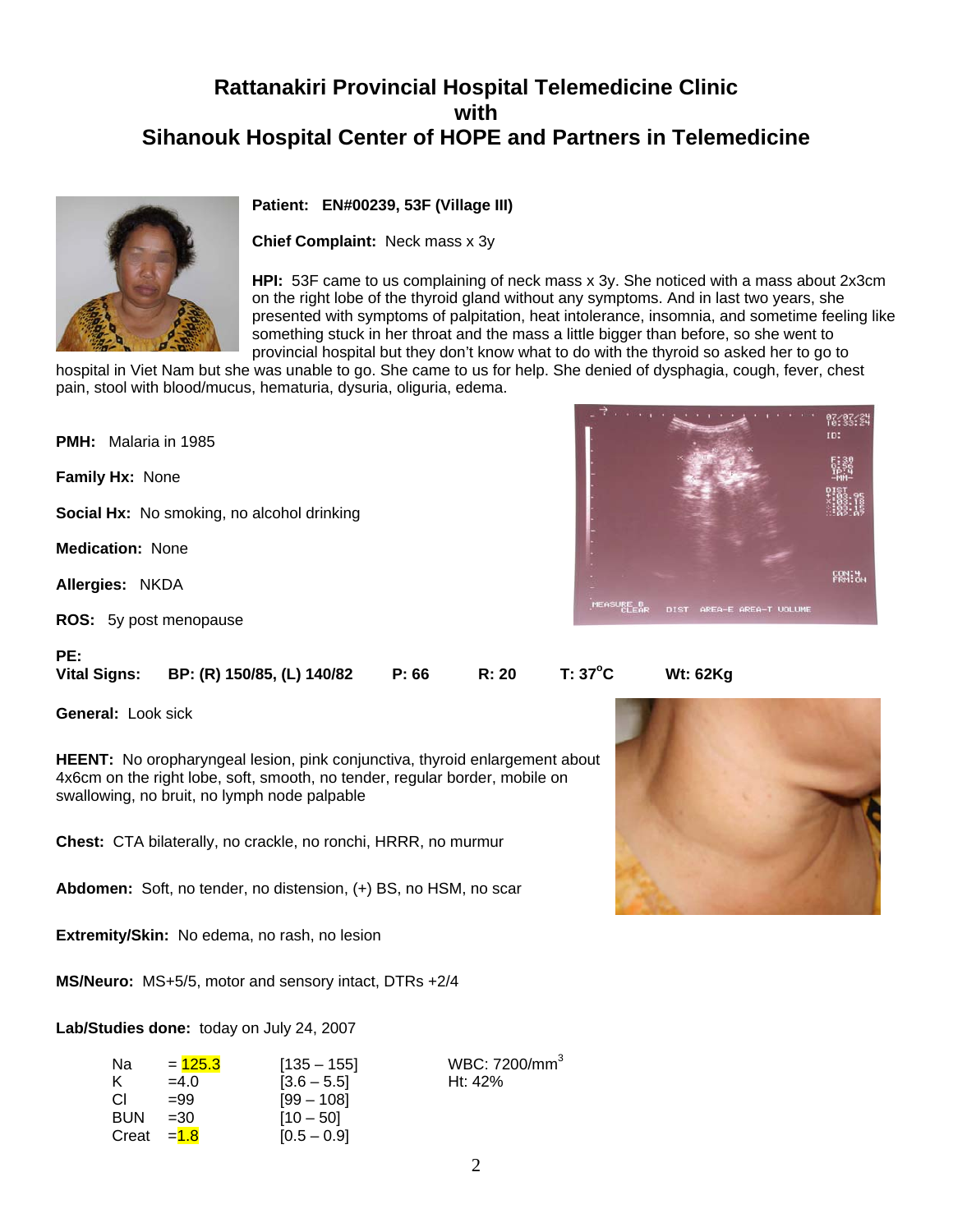# Rattanakiri Provincial Hospital Telemedicine Clinic
# with
# Sihanouk Hospital Center of HOPE and Partners in Telemedicine

**Patient: EN#00239, 53F (Village III)**

**Chief Complaint:** Neck mass x 3y

**HPI:** 53F came to us complaining of neck mass x 3y. She noticed with a mass about 2x3cm on the right lobe of the thyroid gland without any symptoms. And in last two years, she presented with symptoms of palpitation, heat intolerance, insomnia, and sometime feeling like something stuck in her throat and the mass a little bigger than before, so she went to provincial hospital but they don't know what to do with the thyroid so asked her to go to hospital in Viet Nam but she was unable to go. She came to us for help. She denied of dysphagia, cough, fever, chest pain, stool with blood/mucus, hematuria, dysuria, oliguria, edema.

**PMH:** Malaria in 1985

**Family Hx:** None

**Social Hx:** No smoking, no alcohol drinking

**Medication:** None

**Allergies:** NKDA

**ROS:** 5y post menopause

**PE:**

**Vital Signs:** **BP: (R) 150/85, (L) 140/82** **P: 66** **R: 20** **T: 37°C** **Wt: 62Kg**

**General:** Look sick

**HEENT:** No oropharyngeal lesion, pink conjunctiva, thyroid enlargement about 4x6cm on the right lobe, soft, smooth, no tender, regular border, mobile on swallowing, no bruit, no lymph node palpable

**Chest:** CTA bilaterally, no crackle, no ronchi, HRRR, no murmur

**Abdomen:** Soft, no tender, no distension, (+) BS, no HSM, no scar

**Extremity/Skin:** No edema, no rash, no lesion

**MS/Neuro:** MS+5/5, motor and sensory intact, DTRs +2/4

**Lab/Studies done:** today on July 24, 2007

| Test | Result | Normal range |
|---|---|---|
| Na | = 125.3 | [135 – 155] |
| K | =4.0 | [3.6 – 5.5] |
| Cl | =99 | [99 – 108] |
| BUN | =30 | [10 – 50] |
| Creat | =1.8 | [0.5 – 0.9] |

WBC: 7200/mm$^3$
Ht: 42%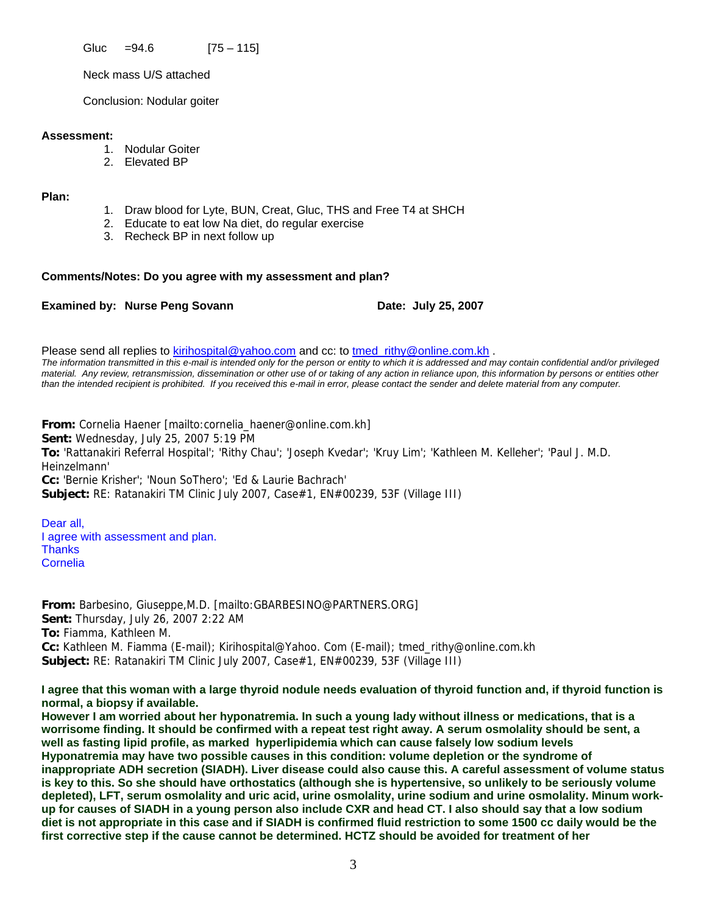Gluc =94.6 [75 – 115]

Neck mass U/S attached

Conclusion: Nodular goiter

**Assessment:**

1. Nodular Goiter
2. Elevated BP

**Plan:**

1. Draw blood for Lyte, BUN, Creat, Gluc, THS and Free T4 at SHCH
2. Educate to eat low Na diet, do regular exercise
3. Recheck BP in next follow up

**Comments/Notes: Do you agree with my assessment and plan?**

**Examined by: Nurse Peng Sovann** **Date: July 25, 2007**

Please send all replies to kirihospital@yahoo.com and cc: to tmed_rithy@online.com.kh .
*The information transmitted in this e-mail is intended only for the person or entity to which it is addressed and may contain confidential and/or privileged material. Any review, retransmission, dissemination or other use of or taking of any action in reliance upon, this information by persons or entities other than the intended recipient is prohibited. If you received this e-mail in error, please contact the sender and delete material from any computer.*

**From:** Cornelia Haener [mailto:cornelia_haener@online.com.kh]
**Sent:** Wednesday, July 25, 2007 5:19 PM
**To:** 'Rattanakiri Referral Hospital'; 'Rithy Chau'; 'Joseph Kvedar'; 'Kruy Lim'; 'Kathleen M. Kelleher'; 'Paul J. M.D. Heinzelmann'
**Cc:** 'Bernie Krisher'; 'Noun SoThero'; 'Ed & Laurie Bachrach'
**Subject:** RE: Ratanakiri TM Clinic July 2007, Case#1, EN#00239, 53F (Village III)

Dear all,
I agree with assessment and plan.
Thanks
Cornelia

**From:** Barbesino, Giuseppe,M.D. [mailto:GBARBESINO@PARTNERS.ORG]
**Sent:** Thursday, July 26, 2007 2:22 AM
**To:** Fiamma, Kathleen M.
**Cc:** Kathleen M. Fiamma (E-mail); Kirihospital@Yahoo. Com (E-mail); tmed_rithy@online.com.kh
**Subject:** RE: Ratanakiri TM Clinic July 2007, Case#1, EN#00239, 53F (Village III)

**I agree that this woman with a large thyroid nodule needs evaluation of thyroid function and, if thyroid function is normal, a biopsy if available.**
**However I am worried about her hyponatremia. In such a young lady without illness or medications, that is a worrisome finding. It should be confirmed with a repeat test right away. A serum osmolality should be sent, a well as fasting lipid profile, as marked hyperlipidemia which can cause falsely low sodium levels**
**Hyponatremia may have two possible causes in this condition: volume depletion or the syndrome of inappropriate ADH secretion (SIADH). Liver disease could also cause this. A careful assessment of volume status is key to this. So she should have orthostatics (although she is hypertensive, so unlikely to be seriously volume depleted), LFT, serum osmolality and uric acid, urine osmolality, urine sodium and urine osmolality. Minum work-up for causes of SIADH in a young person also include CXR and head CT. I also should say that a low sodium diet is not appropriate in this case and if SIADH is confirmed fluid restriction to some 1500 cc daily would be the first corrective step if the cause cannot be determined. HCTZ should be avoided for treatment of her**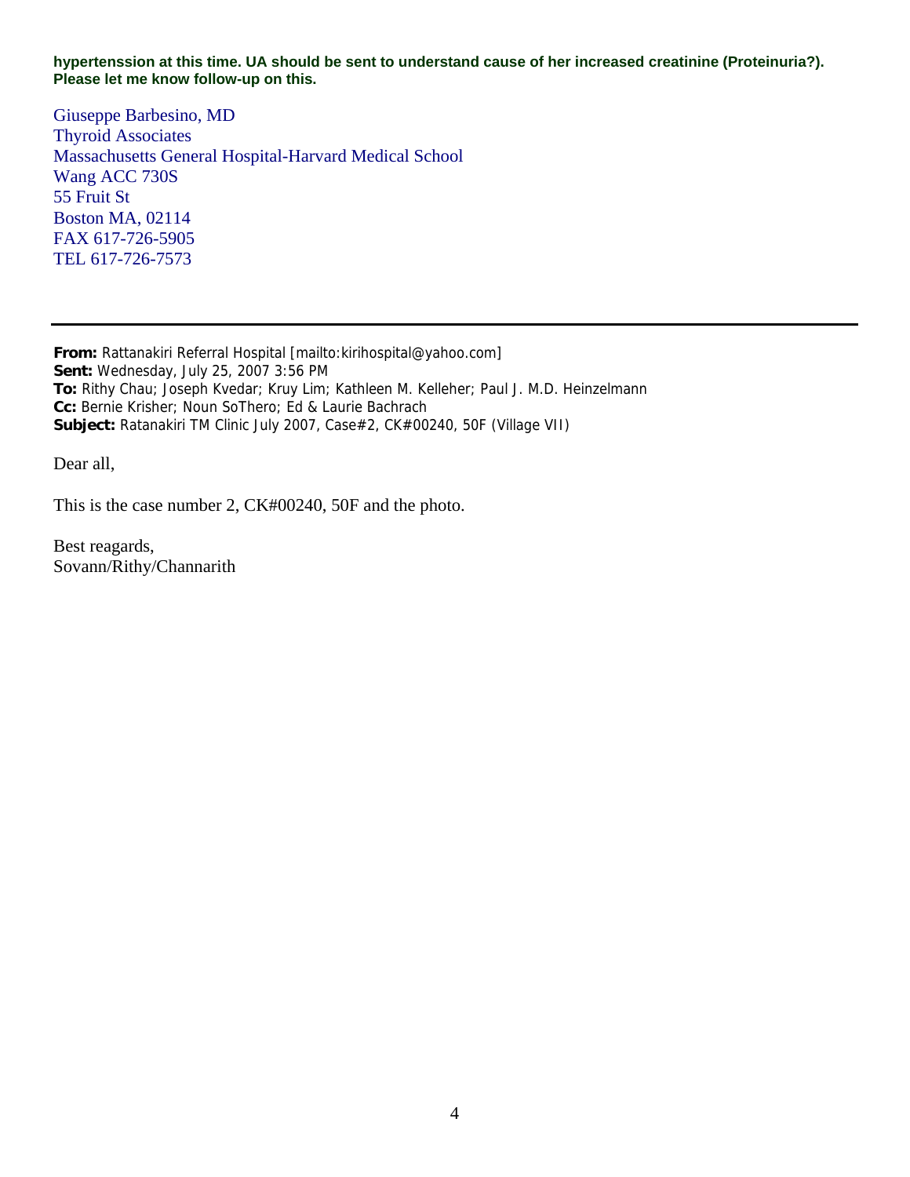**hypertenssion at this time. UA should be sent to understand cause of her increased creatinine (Proteinuria?). Please let me know follow-up on this.**

Giuseppe Barbesino, MD
Thyroid Associates
Massachusetts General Hospital-Harvard Medical School
Wang ACC 730S
55 Fruit St
Boston MA, 02114
FAX 617-726-5905
TEL 617-726-7573

---

**From:** Rattanakiri Referral Hospital [mailto:kirihospital@yahoo.com]
**Sent:** Wednesday, July 25, 2007 3:56 PM
**To:** Rithy Chau; Joseph Kvedar; Kruy Lim; Kathleen M. Kelleher; Paul J. M.D. Heinzelmann
**Cc:** Bernie Krisher; Noun SoThero; Ed & Laurie Bachrach
**Subject:** Ratanakiri TM Clinic July 2007, Case#2, CK#00240, 50F (Village VII)

Dear all,

This is the case number 2, CK#00240, 50F and the photo.

Best reagards,
Sovann/Rithy/Channarith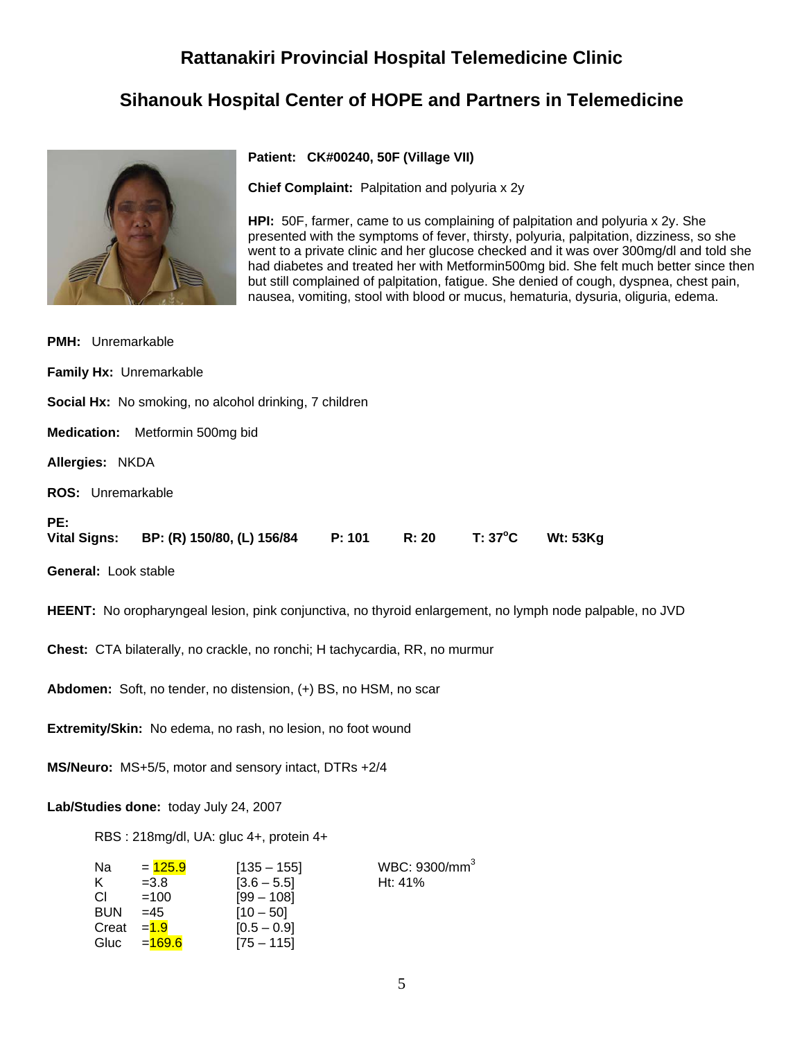# Rattanakiri Provincial Hospital Telemedicine Clinic

## Sihanouk Hospital Center of HOPE and Partners in Telemedicine

**Patient:** **CK#00240, 50F (Village VII)**

**Chief Complaint:** Palpitation and polyuria x 2y

**HPI:** 50F, farmer, came to us complaining of palpitation and polyuria x 2y. She presented with the symptoms of fever, thirsty, polyuria, palpitation, dizziness, so she went to a private clinic and her glucose checked and it was over 300mg/dl and told she had diabetes and treated her with Metformin500mg bid. She felt much better since then but still complained of palpitation, fatigue. She denied of cough, dyspnea, chest pain, nausea, vomiting, stool with blood or mucus, hematuria, dysuria, oliguria, edema.

**PMH:** Unremarkable

**Family Hx:** Unremarkable

**Social Hx:** No smoking, no alcohol drinking, 7 children

**Medication:** Metformin 500mg bid

**Allergies:** NKDA

**ROS:** Unremarkable

**PE:**
**Vital Signs:** **BP: (R) 150/80, (L) 156/84** **P: 101** **R: 20** **T: 37°C** **Wt: 53Kg**

**General:** Look stable

**HEENT:** No oropharyngeal lesion, pink conjunctiva, no thyroid enlargement, no lymph node palpable, no JVD

**Chest:** CTA bilaterally, no crackle, no ronchi; H tachycardia, RR, no murmur

**Abdomen:** Soft, no tender, no distension, (+) BS, no HSM, no scar

**Extremity/Skin:** No edema, no rash, no lesion, no foot wound

**MS/Neuro:** MS+5/5, motor and sensory intact, DTRs +2/4

**Lab/Studies done:** today July 24, 2007

RBS : 218mg/dl, UA: gluc 4+, protein 4+

| | | | |
|---|---|---|---|
| Na | = 125.9 | [135 – 155] | WBC: 9300/mm$^3$ |
| K | =3.8 | [3.6 – 5.5] | Ht: 41% |
| Cl | =100 | [99 – 108] | |
| BUN | =45 | [10 – 50] | |
| Creat | =1.9 | [0.5 – 0.9] | |
| Gluc | =169.6 | [75 – 115] | |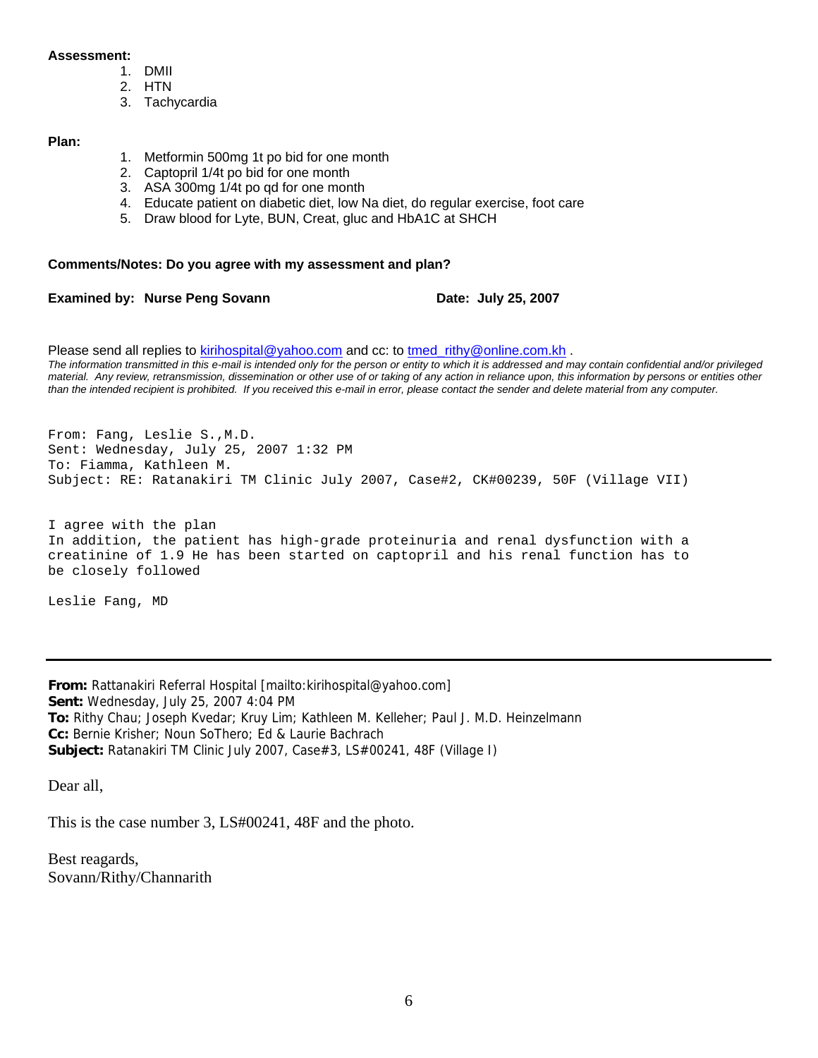**Assessment:**

1. DMII
2. HTN
3. Tachycardia

**Plan:**

1. Metformin 500mg 1t po bid for one month
2. Captopril 1/4t po bid for one month
3. ASA 300mg 1/4t po qd for one month
4. Educate patient on diabetic diet, low Na diet, do regular exercise, foot care
5. Draw blood for Lyte, BUN, Creat, gluc and HbA1C at SHCH

**Comments/Notes: Do you agree with my assessment and plan?**

**Examined by: Nurse Peng Sovann** **Date: July 25, 2007**

Please send all replies to kirihospital@yahoo.com and cc: to tmed_rithy@online.com.kh .

*The information transmitted in this e-mail is intended only for the person or entity to which it is addressed and may contain confidential and/or privileged material. Any review, retransmission, dissemination or other use of or taking of any action in reliance upon, this information by persons or entities other than the intended recipient is prohibited. If you received this e-mail in error, please contact the sender and delete material from any computer.*

From: Fang, Leslie S.,M.D.
Sent: Wednesday, July 25, 2007 1:32 PM
To: Fiamma, Kathleen M.
Subject: RE: Ratanakiri TM Clinic July 2007, Case#2, CK#00239, 50F (Village VII)

I agree with the plan
In addition, the patient has high-grade proteinuria and renal dysfunction with a creatinine of 1.9 He has been started on captopril and his renal function has to be closely followed

Leslie Fang, MD

---

**From:** Rattanakiri Referral Hospital [mailto:kirihospital@yahoo.com]
**Sent:** Wednesday, July 25, 2007 4:04 PM
**To:** Rithy Chau; Joseph Kvedar; Kruy Lim; Kathleen M. Kelleher; Paul J. M.D. Heinzelmann
**Cc:** Bernie Krisher; Noun SoThero; Ed & Laurie Bachrach
**Subject:** Ratanakiri TM Clinic July 2007, Case#3, LS#00241, 48F (Village I)

Dear all,

This is the case number 3, LS#00241, 48F and the photo.

Best reagards,
Sovann/Rithy/Channarith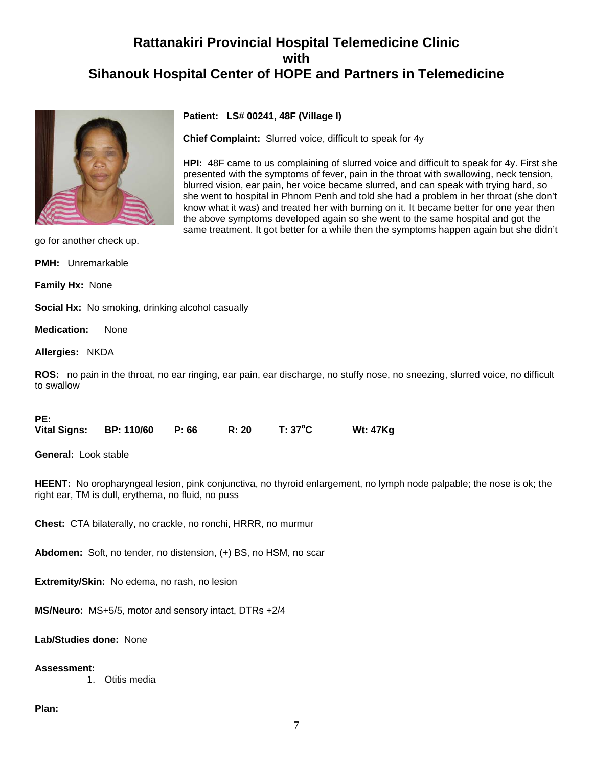# Rattanakiri Provincial Hospital Telemedicine Clinic
# with
# Sihanouk Hospital Center of HOPE and Partners in Telemedicine

**Patient: LS# 00241, 48F (Village I)**

**Chief Complaint:** Slurred voice, difficult to speak for 4y

**HPI:** 48F came to us complaining of slurred voice and difficult to speak for 4y. First she presented with the symptoms of fever, pain in the throat with swallowing, neck tension, blurred vision, ear pain, her voice became slurred, and can speak with trying hard, so she went to hospital in Phnom Penh and told she had a problem in her throat (she don't know what it was) and treated her with burning on it. It became better for one year then the above symptoms developed again so she went to the same hospital and got the same treatment. It got better for a while then the symptoms happen again but she didn't go for another check up.

**PMH:** Unremarkable

**Family Hx:** None

**Social Hx:** No smoking, drinking alcohol casually

**Medication:** None

**Allergies:** NKDA

**ROS:** no pain in the throat, no ear ringing, ear pain, ear discharge, no stuffy nose, no sneezing, slurred voice, no difficult to swallow

**PE:**
**Vital Signs: BP: 110/60 P: 66 R: 20 T: 37°C Wt: 47Kg**

**General:** Look stable

**HEENT:** No oropharyngeal lesion, pink conjunctiva, no thyroid enlargement, no lymph node palpable; the nose is ok; the right ear, TM is dull, erythema, no fluid, no puss

**Chest:** CTA bilaterally, no crackle, no ronchi, HRRR, no murmur

**Abdomen:** Soft, no tender, no distension, (+) BS, no HSM, no scar

**Extremity/Skin:** No edema, no rash, no lesion

**MS/Neuro:** MS+5/5, motor and sensory intact, DTRs +2/4

**Lab/Studies done:** None

**Assessment:**

1. Otitis media

**Plan:**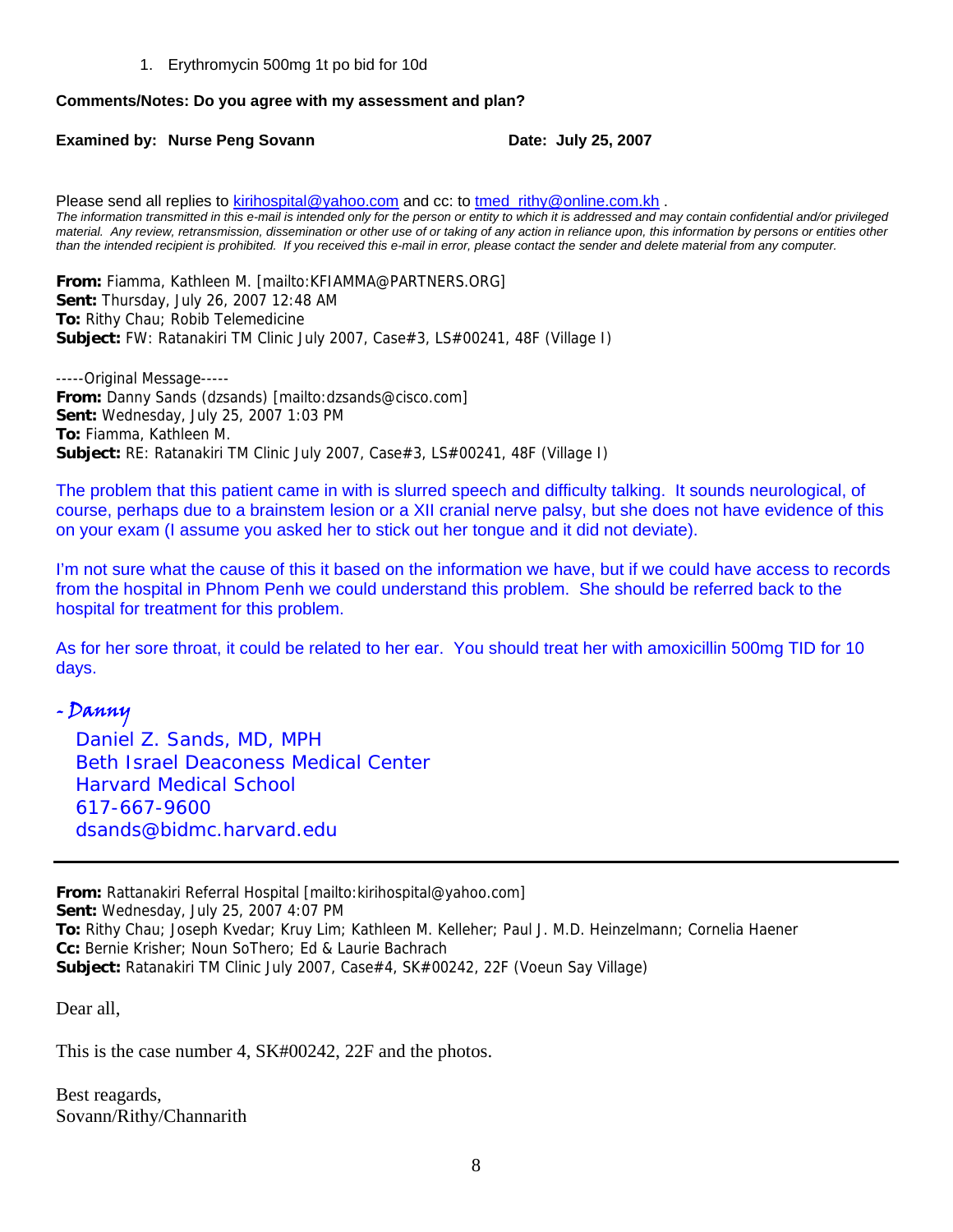1. Erythromycin 500mg 1t po bid for 10d

**Comments/Notes: Do you agree with my assessment and plan?**

**Examined by: Nurse Peng Sovann** **Date: July 25, 2007**

Please send all replies to kirihospital@yahoo.com and cc: to tmed_rithy@online.com.kh .

*The information transmitted in this e-mail is intended only for the person or entity to which it is addressed and may contain confidential and/or privileged material. Any review, retransmission, dissemination or other use of or taking of any action in reliance upon, this information by persons or entities other than the intended recipient is prohibited. If you received this e-mail in error, please contact the sender and delete material from any computer.*

**From:** Fiamma, Kathleen M. [mailto:KFIAMMA@PARTNERS.ORG]
**Sent:** Thursday, July 26, 2007 12:48 AM
**To:** Rithy Chau; Robib Telemedicine
**Subject:** FW: Ratanakiri TM Clinic July 2007, Case#3, LS#00241, 48F (Village I)

-----Original Message-----
**From:** Danny Sands (dzsands) [mailto:dzsands@cisco.com]
**Sent:** Wednesday, July 25, 2007 1:03 PM
**To:** Fiamma, Kathleen M.
**Subject:** RE: Ratanakiri TM Clinic July 2007, Case#3, LS#00241, 48F (Village I)

The problem that this patient came in with is slurred speech and difficulty talking. It sounds neurological, of course, perhaps due to a brainstem lesion or a XII cranial nerve palsy, but she does not have evidence of this on your exam (I assume you asked her to stick out her tongue and it did not deviate).

I'm not sure what the cause of this it based on the information we have, but if we could have access to records from the hospital in Phnom Penh we could understand this problem. She should be referred back to the hospital for treatment for this problem.

As for her sore throat, it could be related to her ear. You should treat her with amoxicillin 500mg TID for 10 days.

- Danny

Daniel Z. Sands, MD, MPH
Beth Israel Deaconess Medical Center
Harvard Medical School
617-667-9600
dsands@bidmc.harvard.edu

---

**From:** Rattanakiri Referral Hospital [mailto:kirihospital@yahoo.com]
**Sent:** Wednesday, July 25, 2007 4:07 PM
**To:** Rithy Chau; Joseph Kvedar; Kruy Lim; Kathleen M. Kelleher; Paul J. M.D. Heinzelmann; Cornelia Haener
**Cc:** Bernie Krisher; Noun SoThero; Ed & Laurie Bachrach
**Subject:** Ratanakiri TM Clinic July 2007, Case#4, SK#00242, 22F (Voeun Say Village)

Dear all,

This is the case number 4, SK#00242, 22F and the photos.

Best reagards,
Sovann/Rithy/Channarith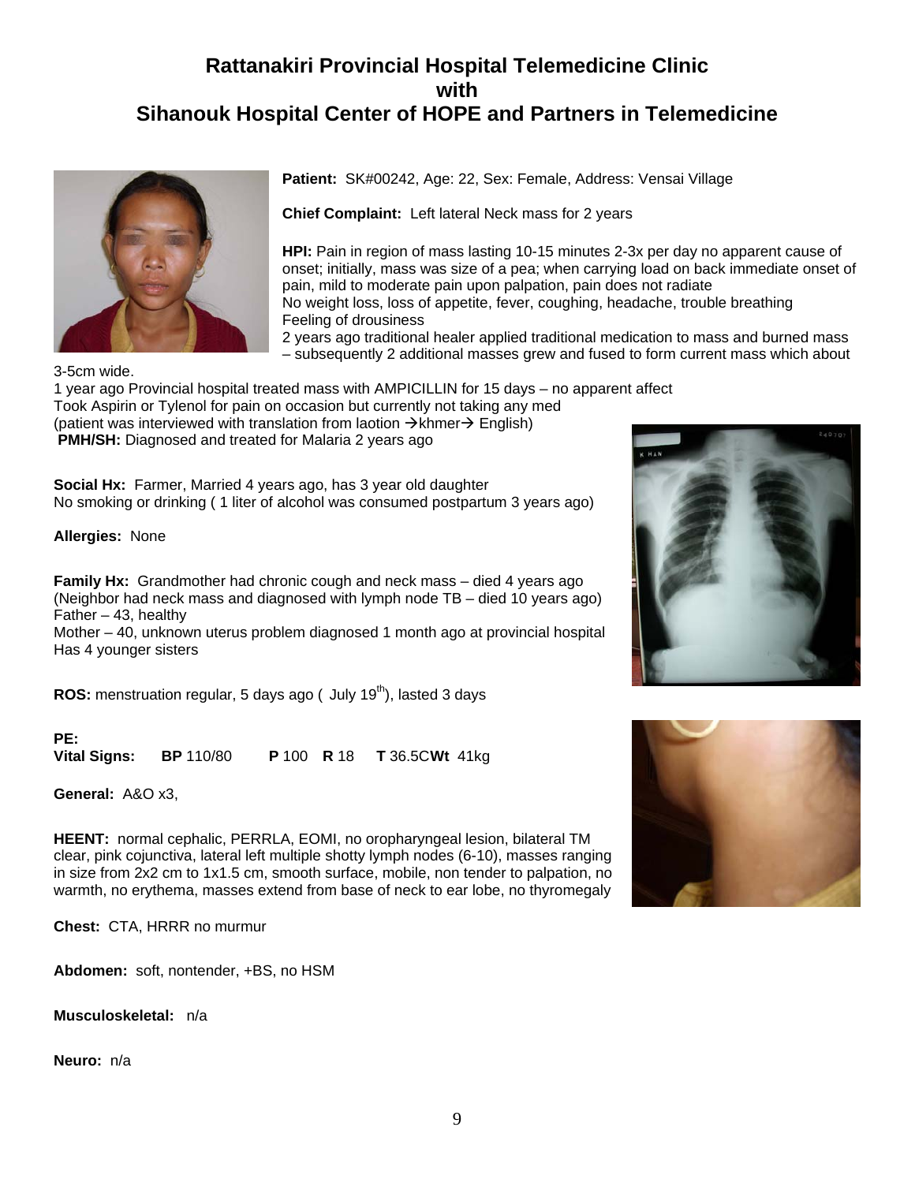# Rattanakiri Provincial Hospital Telemedicine Clinic
# with
# Sihanouk Hospital Center of HOPE and Partners in Telemedicine

**Patient:** SK#00242, Age: 22, Sex: Female, Address: Vensai Village

**Chief Complaint:** Left lateral Neck mass for 2 years

**HPI:** Pain in region of mass lasting 10-15 minutes 2-3x per day no apparent cause of onset; initially, mass was size of a pea; when carrying load on back immediate onset of pain, mild to moderate pain upon palpation, pain does not radiate
No weight loss, loss of appetite, fever, coughing, headache, trouble breathing
Feeling of drousiness
2 years ago traditional healer applied traditional medication to mass and burned mass – subsequently 2 additional masses grew and fused to form current mass which about 3-5cm wide.
1 year ago Provincial hospital treated mass with AMPICILLIN for 15 days – no apparent affect
Took Aspirin or Tylenol for pain on occasion but currently not taking any med
(patient was interviewed with translation from laotion → khmer → English)
**PMH/SH:** Diagnosed and treated for Malaria 2 years ago

**Social Hx:** Farmer, Married 4 years ago, has 3 year old daughter
No smoking or drinking ( 1 liter of alcohol was consumed postpartum 3 years ago)

**Allergies:** None

**Family Hx:** Grandmother had chronic cough and neck mass – died 4 years ago
(Neighbor had neck mass and diagnosed with lymph node TB – died 10 years ago)
Father – 43, healthy
Mother – 40, unknown uterus problem diagnosed 1 month ago at provincial hospital
Has 4 younger sisters

**ROS:** menstruation regular, 5 days ago ( July 19th), lasted 3 days

**PE:**
**Vital Signs:** **BP** 110/80 **P** 100 **R** 18 **T** 36.5C **Wt** 41kg

**General:** A&O x3,

**HEENT:** normal cephalic, PERRLA, EOMI, no oropharyngeal lesion, bilateral TM clear, pink cojunctiva, lateral left multiple shotty lymph nodes (6-10), masses ranging in size from 2x2 cm to 1x1.5 cm, smooth surface, mobile, non tender to palpation, no warmth, no erythema, masses extend from base of neck to ear lobe, no thyromegaly

**Chest:** CTA, HRRR no murmur

**Abdomen:** soft, nontender, +BS, no HSM

**Musculoskeletal:** n/a

**Neuro:** n/a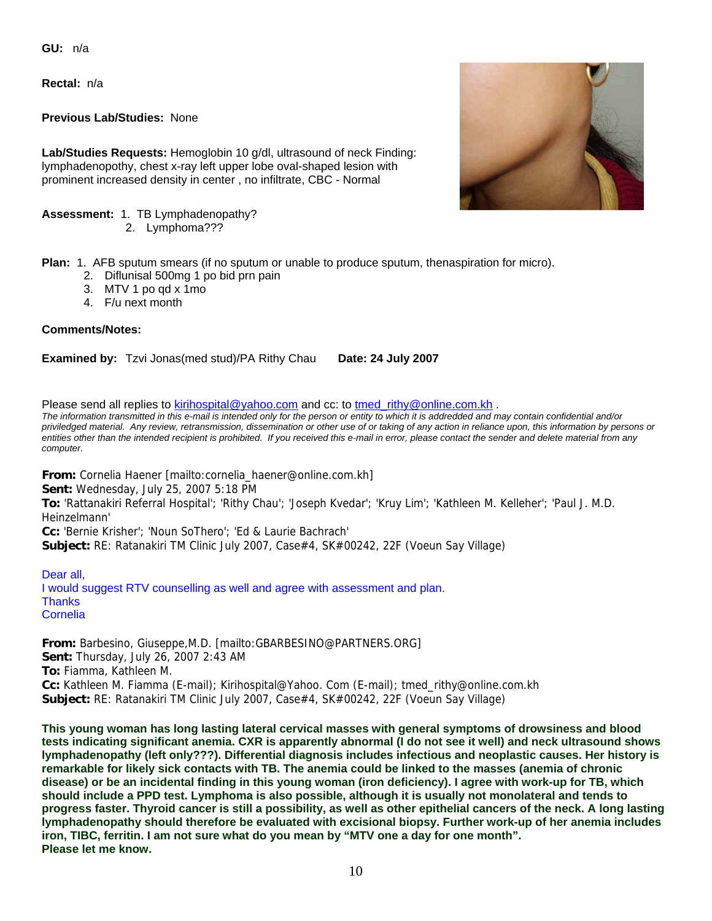**GU:** n/a

**Rectal:** n/a

**Previous Lab/Studies:** None

**Lab/Studies Requests:** Hemoglobin 10 g/dl, ultrasound of neck Finding: lymphadenopothy, chest x-ray left upper lobe oval-shaped lesion with prominent increased density in center , no infiltrate, CBC - Normal

**Assessment:** 1. TB Lymphadenopathy?
2. Lymphoma???

**Plan:** 1. AFB sputum smears (if no sputum or unable to produce sputum, thenaspiration for micro).
2. Diflunisal 500mg 1 po bid prn pain
3. MTV 1 po qd x 1mo
4. F/u next month

**Comments/Notes:**

**Examined by:** Tzvi Jonas(med stud)/PA Rithy Chau **Date: 24 July 2007**

Please send all replies to kirihospital@yahoo.com and cc: to tmed_rithy@online.com.kh .

*The information transmitted in this e-mail is intended only for the person or entity to which it is addreded and may contain confidential and/or priviledged material. Any review, retransmission, dissemination or other use of or taking of any action in reliance upon, this information by persons or entities other than the intended recipient is prohibited. If you received this e-mail in error, please contact the sender and delete material from any computer.*

**From:** Cornelia Haener [mailto:cornelia_haener@online.com.kh]
**Sent:** Wednesday, July 25, 2007 5:18 PM
**To:** 'Rattanakiri Referral Hospital'; 'Rithy Chau'; 'Joseph Kvedar'; 'Kruy Lim'; 'Kathleen M. Kelleher'; 'Paul J. M.D. Heinzelmann'
**Cc:** 'Bernie Krisher'; 'Noun SoThero'; 'Ed & Laurie Bachrach'
**Subject:** RE: Ratanakiri TM Clinic July 2007, Case#4, SK#00242, 22F (Voeun Say Village)

Dear all,
I would suggest RTV counselling as well and agree with assessment and plan.
Thanks
Cornelia

**From:** Barbesino, Giuseppe,M.D. [mailto:GBARBESINO@PARTNERS.ORG]
**Sent:** Thursday, July 26, 2007 2:43 AM
**To:** Fiamma, Kathleen M.
**Cc:** Kathleen M. Fiamma (E-mail); Kirihospital@Yahoo. Com (E-mail); tmed_rithy@online.com.kh
**Subject:** RE: Ratanakiri TM Clinic July 2007, Case#4, SK#00242, 22F (Voeun Say Village)

**This young woman has long lasting lateral cervical masses with general symptoms of drowsiness and blood tests indicating significant anemia. CXR is apparently abnormal (I do not see it well) and neck ultrasound shows lymphadenopathy (left only???). Differential diagnosis includes infectious and neoplastic causes. Her history is remarkable for likely sick contacts with TB. The anemia could be linked to the masses (anemia of chronic disease) or be an incidental finding in this young woman (iron deficiency). I agree with work-up for TB, which should include a PPD test. Lymphoma is also possible, although it is usually not monolateral and tends to progress faster. Thyroid cancer is still a possibility, as well as other epithelial cancers of the neck. A long lasting lymphadenopathy should therefore be evaluated with excisional biopsy. Further work-up of her anemia includes iron, TIBC, ferritin. I am not sure what do you mean by "MTV one a day for one month".**
**Please let me know.**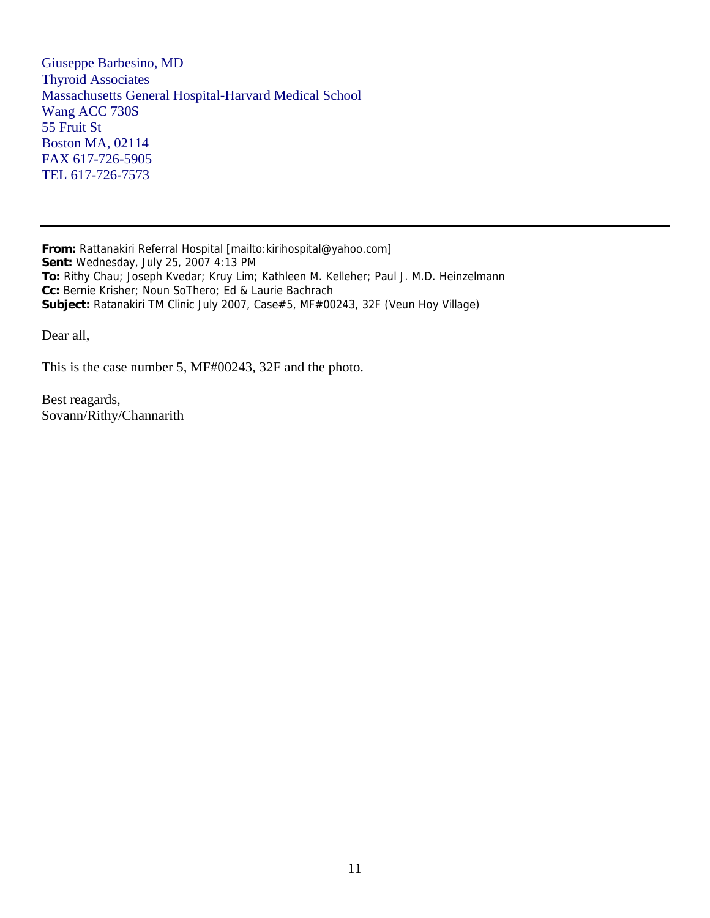Giuseppe Barbesino, MD
Thyroid Associates
Massachusetts General Hospital-Harvard Medical School
Wang ACC 730S
55 Fruit St
Boston MA, 02114
FAX 617-726-5905
TEL 617-726-7573

---

**From:** Rattanakiri Referral Hospital [mailto:kirihospital@yahoo.com]
**Sent:** Wednesday, July 25, 2007 4:13 PM
**To:** Rithy Chau; Joseph Kvedar; Kruy Lim; Kathleen M. Kelleher; Paul J. M.D. Heinzelmann
**Cc:** Bernie Krisher; Noun SoThero; Ed & Laurie Bachrach
**Subject:** Ratanakiri TM Clinic July 2007, Case#5, MF#00243, 32F (Veun Hoy Village)

Dear all,

This is the case number 5, MF#00243, 32F and the photo.

Best reagards,
Sovann/Rithy/Channarith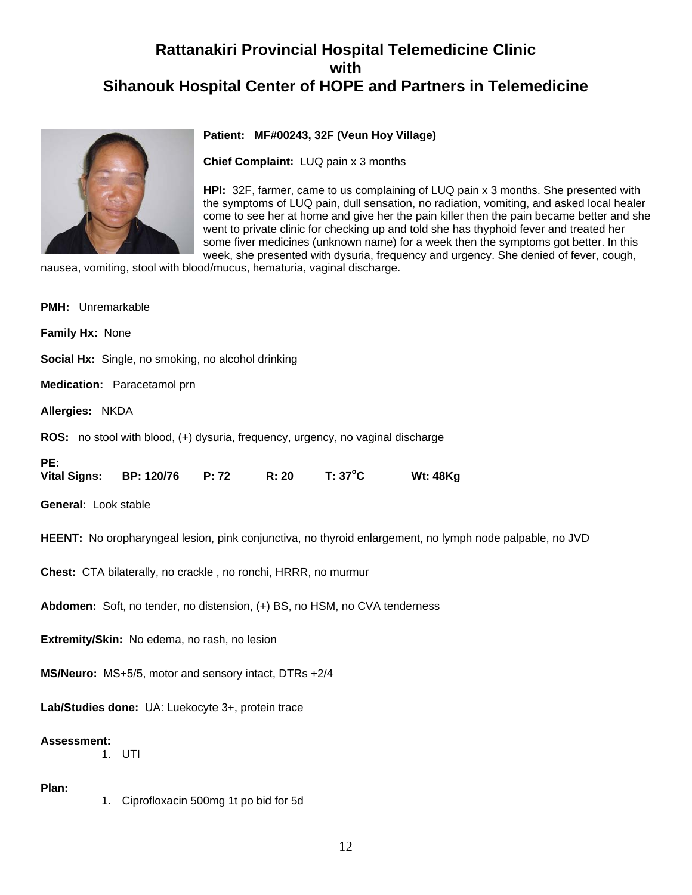# Rattanakiri Provincial Hospital Telemedicine Clinic with Sihanouk Hospital Center of HOPE and Partners in Telemedicine

**Patient: MF#00243, 32F (Veun Hoy Village)**

**Chief Complaint:** LUQ pain x 3 months

**HPI:** 32F, farmer, came to us complaining of LUQ pain x 3 months. She presented with the symptoms of LUQ pain, dull sensation, no radiation, vomiting, and asked local healer come to see her at home and give her the pain killer then the pain became better and she went to private clinic for checking up and told she has thyphoid fever and treated her some fiver medicines (unknown name) for a week then the symptoms got better. In this week, she presented with dysuria, frequency and urgency. She denied of fever, cough, nausea, vomiting, stool with blood/mucus, hematuria, vaginal discharge.

**PMH:** Unremarkable

**Family Hx:** None

**Social Hx:** Single, no smoking, no alcohol drinking

**Medication:** Paracetamol prn

**Allergies:** NKDA

**ROS:** no stool with blood, (+) dysuria, frequency, urgency, no vaginal discharge

**PE:**
**Vital Signs:** **BP: 120/76** **P: 72** **R: 20** **T: 37°C** **Wt: 48Kg**

**General:** Look stable

**HEENT:** No oropharyngeal lesion, pink conjunctiva, no thyroid enlargement, no lymph node palpable, no JVD

**Chest:** CTA bilaterally, no crackle , no ronchi, HRRR, no murmur

**Abdomen:** Soft, no tender, no distension, (+) BS, no HSM, no CVA tenderness

**Extremity/Skin:** No edema, no rash, no lesion

**MS/Neuro:** MS+5/5, motor and sensory intact, DTRs +2/4

**Lab/Studies done:** UA: Luekocyte 3+, protein trace

**Assessment:**

1. UTI

**Plan:**

1. Ciprofloxacin 500mg 1t po bid for 5d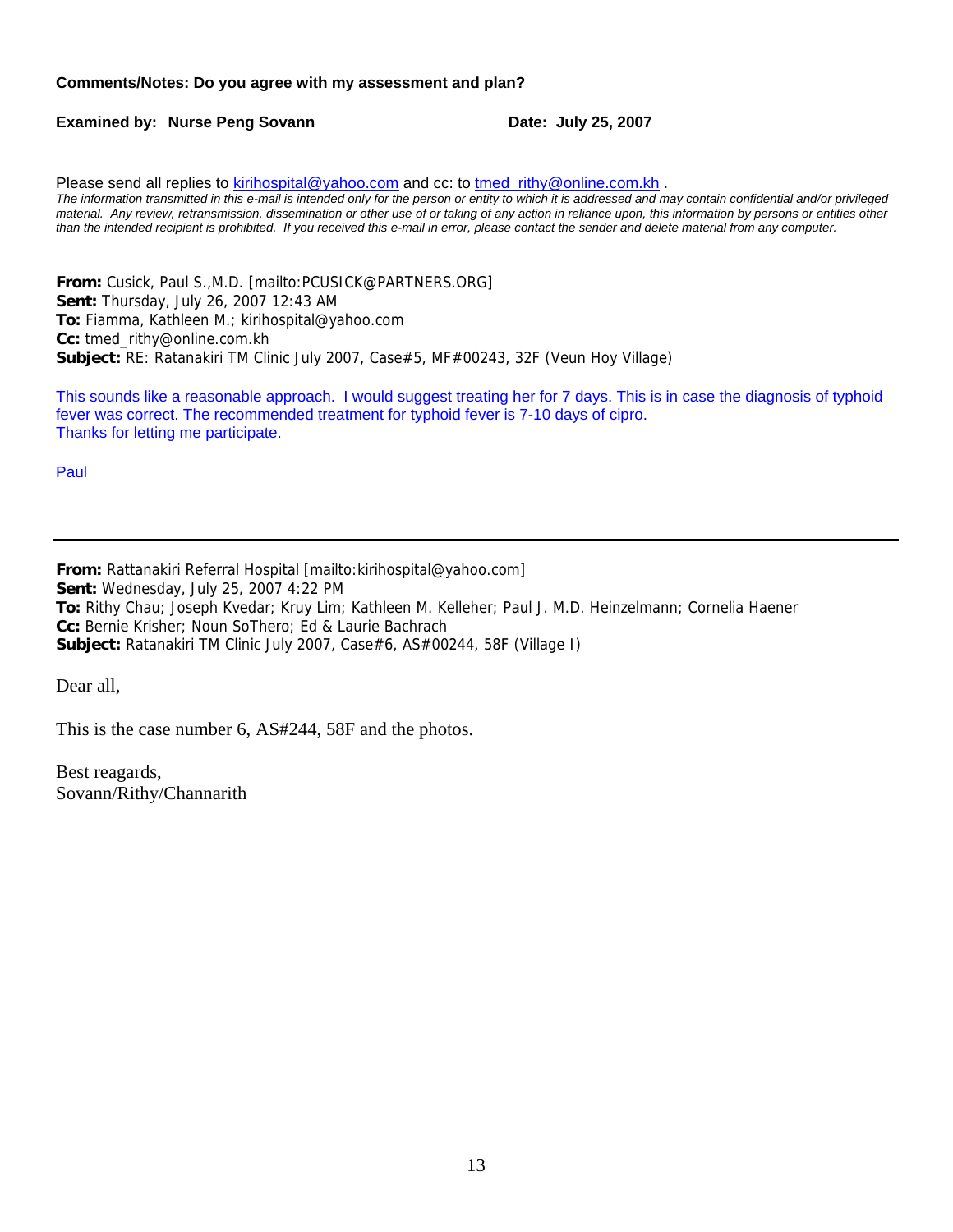**Comments/Notes: Do you agree with my assessment and plan?**

**Examined by: Nurse Peng Sovann** **Date: July 25, 2007**

Please send all replies to kirihospital@yahoo.com and cc: to tmed_rithy@online.com.kh .

*The information transmitted in this e-mail is intended only for the person or entity to which it is addressed and may contain confidential and/or privileged material. Any review, retransmission, dissemination or other use of or taking of any action in reliance upon, this information by persons or entities other than the intended recipient is prohibited. If you received this e-mail in error, please contact the sender and delete material from any computer.*

**From:** Cusick, Paul S.,M.D. [mailto:PCUSICK@PARTNERS.ORG]
**Sent:** Thursday, July 26, 2007 12:43 AM
**To:** Fiamma, Kathleen M.; kirihospital@yahoo.com
**Cc:** tmed_rithy@online.com.kh
**Subject:** RE: Ratanakiri TM Clinic July 2007, Case#5, MF#00243, 32F (Veun Hoy Village)

This sounds like a reasonable approach. I would suggest treating her for 7 days. This is in case the diagnosis of typhoid fever was correct. The recommended treatment for typhoid fever is 7-10 days of cipro.
Thanks for letting me participate.

Paul

---

**From:** Rattanakiri Referral Hospital [mailto:kirihospital@yahoo.com]
**Sent:** Wednesday, July 25, 2007 4:22 PM
**To:** Rithy Chau; Joseph Kvedar; Kruy Lim; Kathleen M. Kelleher; Paul J. M.D. Heinzelmann; Cornelia Haener
**Cc:** Bernie Krisher; Noun SoThero; Ed & Laurie Bachrach
**Subject:** Ratanakiri TM Clinic July 2007, Case#6, AS#00244, 58F (Village I)

Dear all,

This is the case number 6, AS#244, 58F and the photos.

Best reagards,
Sovann/Rithy/Channarith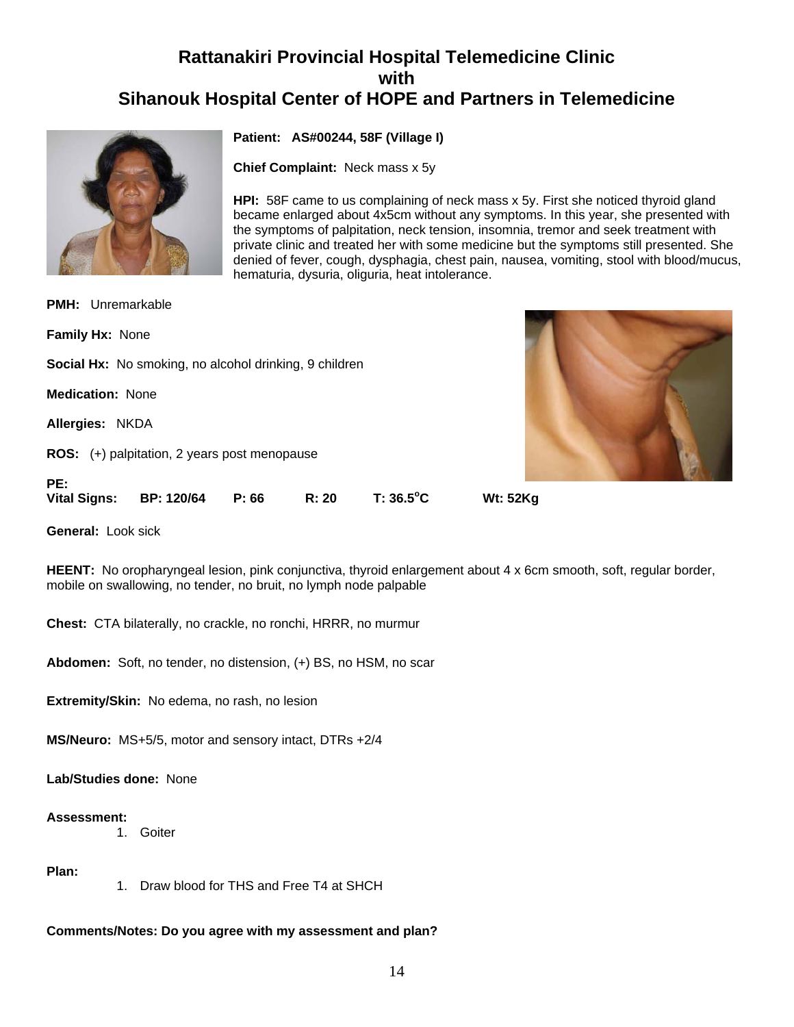# Rattanakiri Provincial Hospital Telemedicine Clinic with Sihanouk Hospital Center of HOPE and Partners in Telemedicine

**Patient: AS#00244, 58F (Village I)**

**Chief Complaint:** Neck mass x 5y

**HPI:** 58F came to us complaining of neck mass x 5y. First she noticed thyroid gland became enlarged about 4x5cm without any symptoms. In this year, she presented with the symptoms of palpitation, neck tension, insomnia, tremor and seek treatment with private clinic and treated her with some medicine but the symptoms still presented. She denied of fever, cough, dysphagia, chest pain, nausea, vomiting, stool with blood/mucus, hematuria, dysuria, oliguria, heat intolerance.

**PMH:** Unremarkable

**Family Hx:** None

**Social Hx:** No smoking, no alcohol drinking, 9 children

**Medication:** None

**Allergies:** NKDA

**ROS:** (+) palpitation, 2 years post menopause

**PE:**

**Vital Signs:** **BP: 120/64** **P: 66** **R: 20** **T: 36.5°C** **Wt: 52Kg**

**General:** Look sick

**HEENT:** No oropharyngeal lesion, pink conjunctiva, thyroid enlargement about 4 x 6cm smooth, soft, regular border, mobile on swallowing, no tender, no bruit, no lymph node palpable

**Chest:** CTA bilaterally, no crackle, no ronchi, HRRR, no murmur

**Abdomen:** Soft, no tender, no distension, (+) BS, no HSM, no scar

**Extremity/Skin:** No edema, no rash, no lesion

**MS/Neuro:** MS+5/5, motor and sensory intact, DTRs +2/4

**Lab/Studies done:** None

**Assessment:**

1. Goiter

**Plan:**

1. Draw blood for THS and Free T4 at SHCH

**Comments/Notes: Do you agree with my assessment and plan?**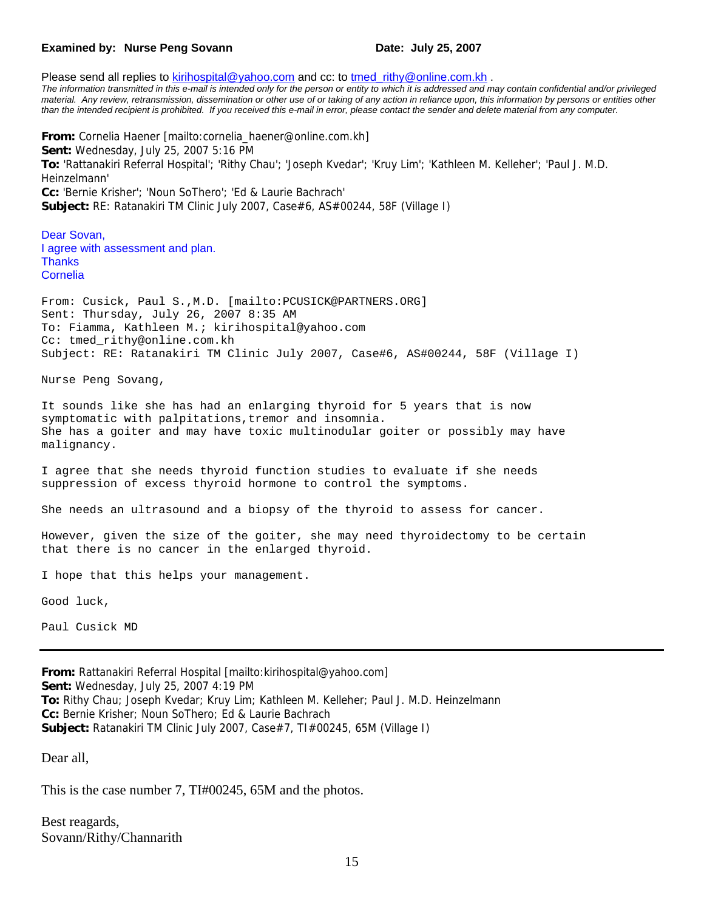**Examined by: Nurse Peng Sovann** **Date: July 25, 2007**

Please send all replies to kirihospital@yahoo.com and cc: to tmed_rithy@online.com.kh .

*The information transmitted in this e-mail is intended only for the person or entity to which it is addressed and may contain confidential and/or privileged material. Any review, retransmission, dissemination or other use of or taking of any action in reliance upon, this information by persons or entities other than the intended recipient is prohibited. If you received this e-mail in error, please contact the sender and delete material from any computer.*

**From:** Cornelia Haener [mailto:cornelia_haener@online.com.kh]
**Sent:** Wednesday, July 25, 2007 5:16 PM
**To:** 'Rattanakiri Referral Hospital'; 'Rithy Chau'; 'Joseph Kvedar'; 'Kruy Lim'; 'Kathleen M. Kelleher'; 'Paul J. M.D. Heinzelmann'
**Cc:** 'Bernie Krisher'; 'Noun SoThero'; 'Ed & Laurie Bachrach'
**Subject:** RE: Ratanakiri TM Clinic July 2007, Case#6, AS#00244, 58F (Village I)

Dear Sovan,
I agree with assessment and plan.
Thanks
Cornelia

From: Cusick, Paul S.,M.D. [mailto:PCUSICK@PARTNERS.ORG]
Sent: Thursday, July 26, 2007 8:35 AM
To: Fiamma, Kathleen M.; kirihospital@yahoo.com
Cc: tmed_rithy@online.com.kh
Subject: RE: Ratanakiri TM Clinic July 2007, Case#6, AS#00244, 58F (Village I)

Nurse Peng Sovang,

It sounds like she has had an enlarging thyroid for 5 years that is now symptomatic with palpitations,tremor and insomnia.
She has a goiter and may have toxic multinodular goiter or possibly may have malignancy.

I agree that she needs thyroid function studies to evaluate if she needs suppression of excess thyroid hormone to control the symptoms.

She needs an ultrasound and a biopsy of the thyroid to assess for cancer.

However, given the size of the goiter, she may need thyroidectomy to be certain that there is no cancer in the enlarged thyroid.

I hope that this helps your management.

Good luck,

Paul Cusick MD

---

**From:** Rattanakiri Referral Hospital [mailto:kirihospital@yahoo.com]
**Sent:** Wednesday, July 25, 2007 4:19 PM
**To:** Rithy Chau; Joseph Kvedar; Kruy Lim; Kathleen M. Kelleher; Paul J. M.D. Heinzelmann
**Cc:** Bernie Krisher; Noun SoThero; Ed & Laurie Bachrach
**Subject:** Ratanakiri TM Clinic July 2007, Case#7, TI#00245, 65M (Village I)

Dear all,

This is the case number 7, TI#00245, 65M and the photos.

Best reagards,
Sovann/Rithy/Channarith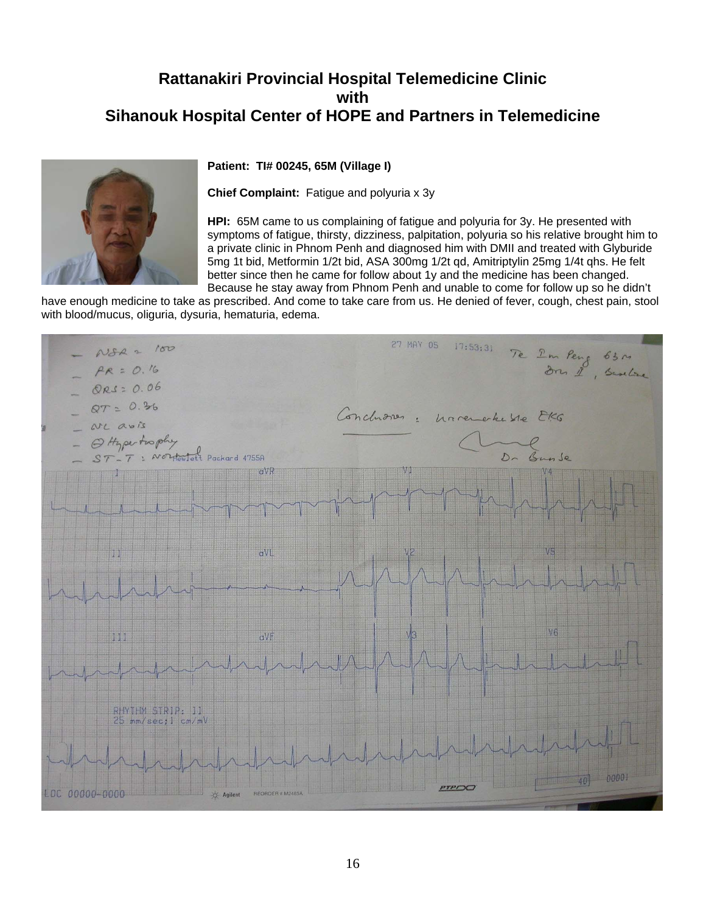# Rattanakiri Provincial Hospital Telemedicine Clinic with Sihanouk Hospital Center of HOPE and Partners in Telemedicine

**Patient: TI# 00245, 65M (Village I)**

**Chief Complaint:** Fatigue and polyuria x 3y

**HPI:** 65M came to us complaining of fatigue and polyuria for 3y. He presented with symptoms of fatigue, thirsty, dizziness, palpitation, polyuria so his relative brought him to a private clinic in Phnom Penh and diagnosed him with DMII and treated with Glyburide 5mg 1t bid, Metformin 1/2t bid, ASA 300mg 1/2t qd, Amitriptylin 25mg 1/4t qhs. He felt better since then he came for follow about 1y and the medicine has been changed. Because he stay away from Phnom Penh and unable to come for follow up so he didn't have enough medicine to take as prescribed. And come to take care from us. He denied of fever, cough, chest pain, stool with blood/mucus, oliguria, dysuria, hematuria, edema.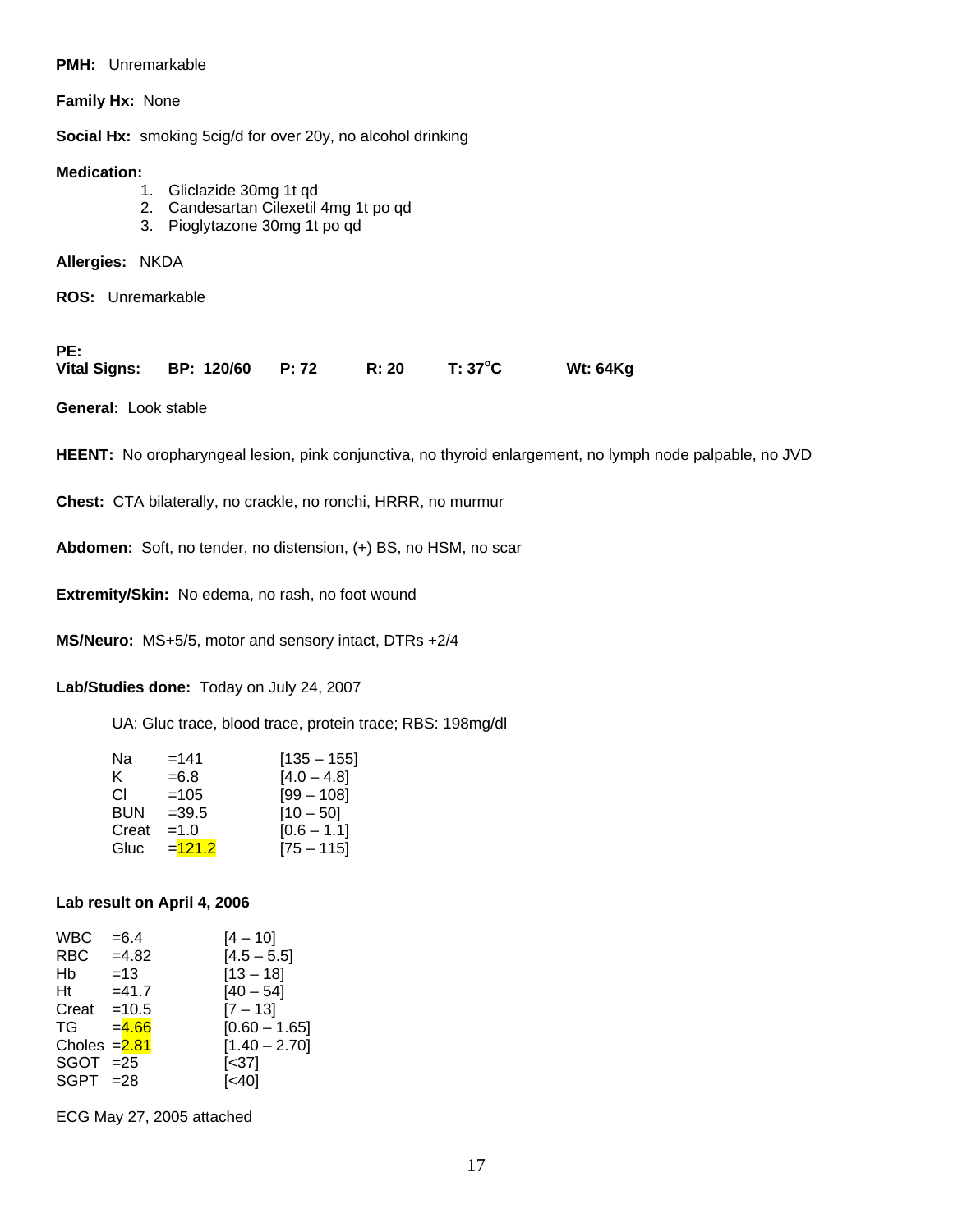**PMH:** Unremarkable

**Family Hx:** None

**Social Hx:** smoking 5cig/d for over 20y, no alcohol drinking

**Medication:**

1. Gliclazide 30mg 1t qd
2. Candesartan Cilexetil 4mg 1t po qd
3. Pioglytazone 30mg 1t po qd

**Allergies:** NKDA

**ROS:** Unremarkable

**PE:**
**Vital Signs:** **BP: 120/60** **P: 72** **R: 20** **T: 37$^{o}$C** **Wt: 64Kg**

**General:** Look stable

**HEENT:** No oropharyngeal lesion, pink conjunctiva, no thyroid enlargement, no lymph node palpable, no JVD

**Chest:** CTA bilaterally, no crackle, no ronchi, HRRR, no murmur

**Abdomen:** Soft, no tender, no distension, (+) BS, no HSM, no scar

**Extremity/Skin:** No edema, no rash, no foot wound

**MS/Neuro:** MS+5/5, motor and sensory intact, DTRs +2/4

**Lab/Studies done:** Today on July 24, 2007

UA: Gluc trace, blood trace, protein trace; RBS: 198mg/dl

| | | |
|---|---|---|
| Na | =141 | [135 – 155] |
| K | =6.8 | [4.0 – 4.8] |
| Cl | =105 | [99 – 108] |
| BUN | =39.5 | [10 – 50] |
| Creat | =1.0 | [0.6 – 1.1] |
| Gluc | =121.2 | [75 – 115] |

**Lab result on April 4, 2006**

| | | |
|---|---|---|
| WBC | =6.4 | [4 – 10] |
| RBC | =4.82 | [4.5 – 5.5] |
| Hb | =13 | [13 – 18] |
| Ht | =41.7 | [40 – 54] |
| Creat | =10.5 | [7 – 13] |
| TG | =4.66 | [0.60 – 1.65] |
| Choles | =2.81 | [1.40 – 2.70] |
| SGOT | =25 | [<37] |
| SGPT | =28 | [<40] |

ECG May 27, 2005 attached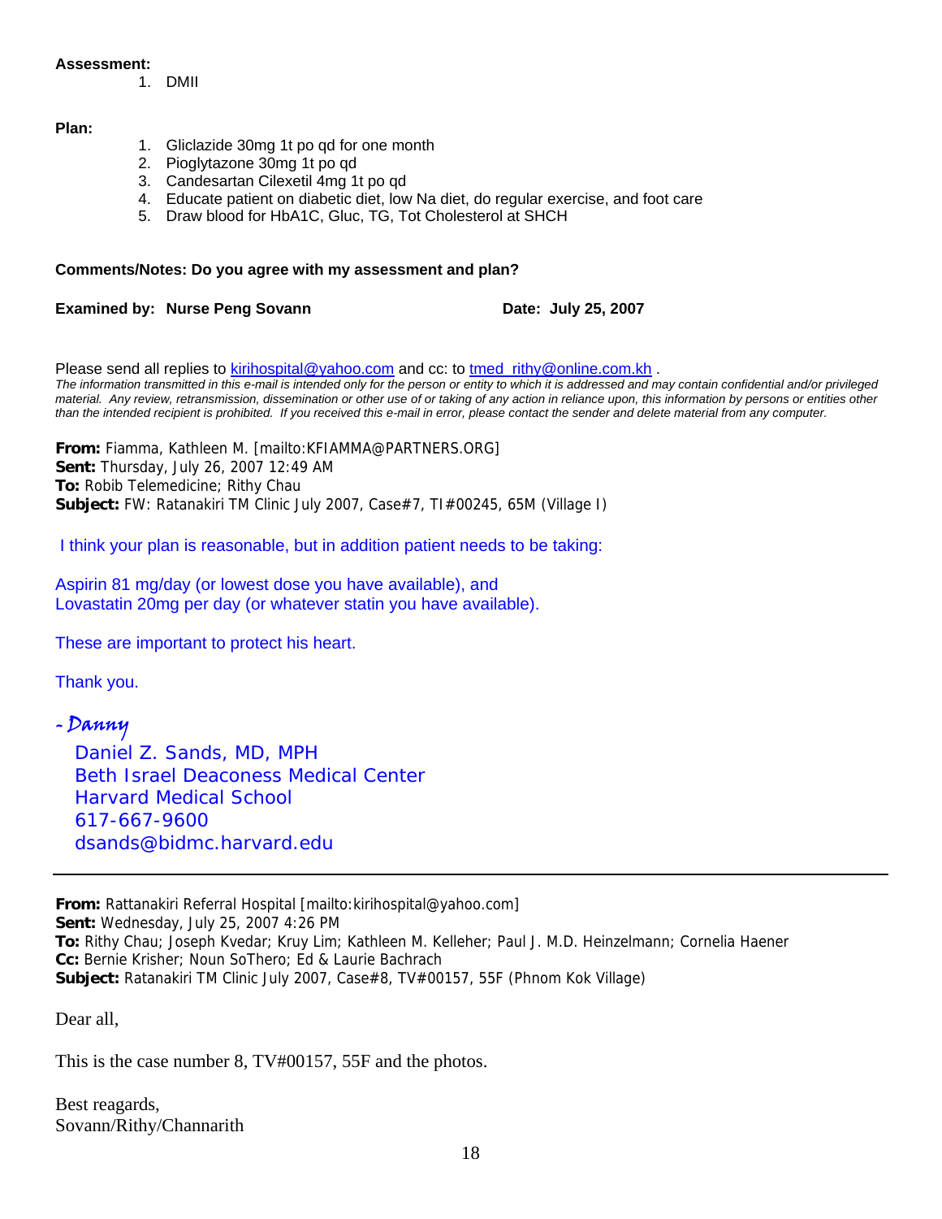**Assessment:**

1. DMII

**Plan:**

1. Gliclazide 30mg 1t po qd for one month
2. Pioglytazone 30mg 1t po qd
3. Candesartan Cilexetil 4mg 1t po qd
4. Educate patient on diabetic diet, low Na diet, do regular exercise, and foot care
5. Draw blood for HbA1C, Gluc, TG, Tot Cholesterol at SHCH

**Comments/Notes: Do you agree with my assessment and plan?**

**Examined by: Nurse Peng Sovann** **Date: July 25, 2007**

Please send all replies to kirihospital@yahoo.com and cc: to tmed_rithy@online.com.kh .

*The information transmitted in this e-mail is intended only for the person or entity to which it is addressed and may contain confidential and/or privileged material. Any review, retransmission, dissemination or other use of or taking of any action in reliance upon, this information by persons or entities other than the intended recipient is prohibited. If you received this e-mail in error, please contact the sender and delete material from any computer.*

**From:** Fiamma, Kathleen M. [mailto:KFIAMMA@PARTNERS.ORG]
**Sent:** Thursday, July 26, 2007 12:49 AM
**To:** Robib Telemedicine; Rithy Chau
**Subject:** FW: Ratanakiri TM Clinic July 2007, Case#7, TI#00245, 65M (Village I)

I think your plan is reasonable, but in addition patient needs to be taking:

Aspirin 81 mg/day (or lowest dose you have available), and
Lovastatin 20mg per day (or whatever statin you have available).

These are important to protect his heart.

Thank you.

*- Danny*

Daniel Z. Sands, MD, MPH
Beth Israel Deaconess Medical Center
Harvard Medical School
617-667-9600
dsands@bidmc.harvard.edu

---

**From:** Rattanakiri Referral Hospital [mailto:kirihospital@yahoo.com]
**Sent:** Wednesday, July 25, 2007 4:26 PM
**To:** Rithy Chau; Joseph Kvedar; Kruy Lim; Kathleen M. Kelleher; Paul J. M.D. Heinzelmann; Cornelia Haener
**Cc:** Bernie Krisher; Noun SoThero; Ed & Laurie Bachrach
**Subject:** Ratanakiri TM Clinic July 2007, Case#8, TV#00157, 55F (Phnom Kok Village)

Dear all,

This is the case number 8, TV#00157, 55F and the photos.

Best reagards,
Sovann/Rithy/Channarith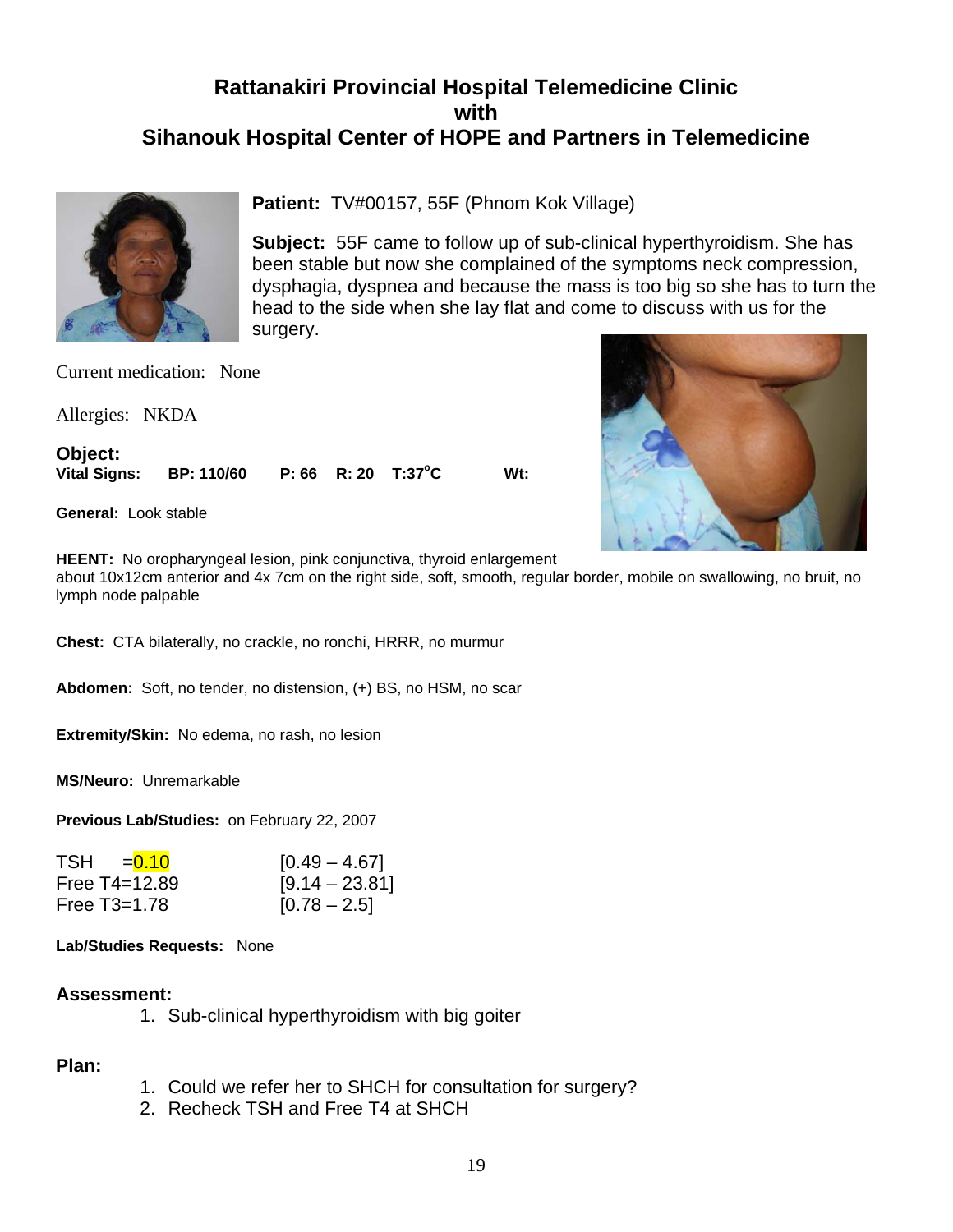## Rattanakiri Provincial Hospital Telemedicine Clinic with Sihanouk Hospital Center of HOPE and Partners in Telemedicine

**Patient:** TV#00157, 55F (Phnom Kok Village)

**Subject:** 55F came to follow up of sub-clinical hyperthyroidism. She has been stable but now she complained of the symptoms neck compression, dysphagia, dyspnea and because the mass is too big so she has to turn the head to the side when she lay flat and come to discuss with us for the surgery.

Current medication: None

Allergies: NKDA

**Object:**

**Vital Signs: BP: 110/60 P: 66 R: 20 T:37°C Wt:**

**General:** Look stable

**HEENT:** No oropharyngeal lesion, pink conjunctiva, thyroid enlargement about 10x12cm anterior and 4x 7cm on the right side, soft, smooth, regular border, mobile on swallowing, no bruit, no lymph node palpable

**Chest:** CTA bilaterally, no crackle, no ronchi, HRRR, no murmur

**Abdomen:** Soft, no tender, no distension, (+) BS, no HSM, no scar

**Extremity/Skin:** No edema, no rash, no lesion

**MS/Neuro:** Unremarkable

**Previous Lab/Studies:** on February 22, 2007

| Test | Normal range |
|---|---|
| TSH =0.10 | [0.49 – 4.67] |
| Free T4=12.89 | [9.14 – 23.81] |
| Free T3=1.78 | [0.78 – 2.5] |

**Lab/Studies Requests:** None

### Assessment:

1. Sub-clinical hyperthyroidism with big goiter

### Plan:

1. Could we refer her to SHCH for consultation for surgery?
2. Recheck TSH and Free T4 at SHCH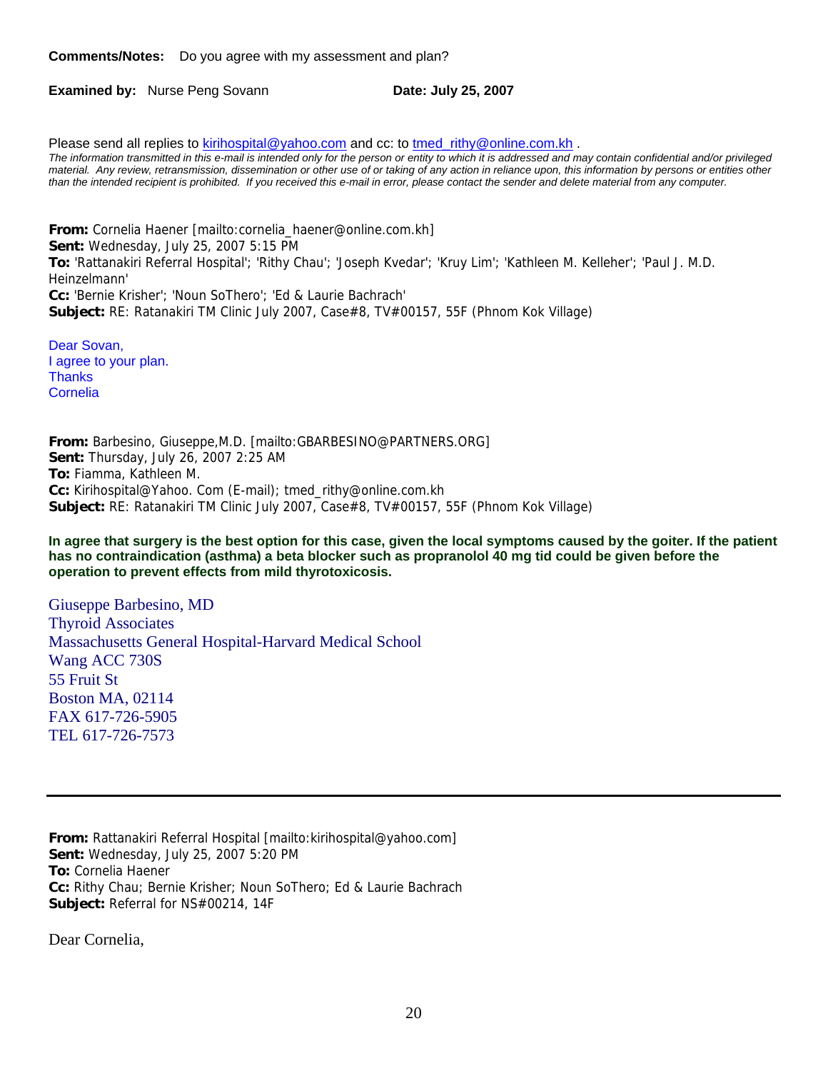**Comments/Notes:** Do you agree with my assessment and plan?

**Examined by:** Nurse Peng Sovann **Date: July 25, 2007**

Please send all replies to kirihospital@yahoo.com and cc: to tmed_rithy@online.com.kh .

*The information transmitted in this e-mail is intended only for the person or entity to which it is addressed and may contain confidential and/or privileged material. Any review, retransmission, dissemination or other use of or taking of any action in reliance upon, this information by persons or entities other than the intended recipient is prohibited. If you received this e-mail in error, please contact the sender and delete material from any computer.*

**From:** Cornelia Haener [mailto:cornelia_haener@online.com.kh]
**Sent:** Wednesday, July 25, 2007 5:15 PM
**To:** 'Rattanakiri Referral Hospital'; 'Rithy Chau'; 'Joseph Kvedar'; 'Kruy Lim'; 'Kathleen M. Kelleher'; 'Paul J. M.D. Heinzelmann'
**Cc:** 'Bernie Krisher'; 'Noun SoThero'; 'Ed & Laurie Bachrach'
**Subject:** RE: Ratanakiri TM Clinic July 2007, Case#8, TV#00157, 55F (Phnom Kok Village)

Dear Sovan,
I agree to your plan.
Thanks
Cornelia

**From:** Barbesino, Giuseppe,M.D. [mailto:GBARBESINO@PARTNERS.ORG]
**Sent:** Thursday, July 26, 2007 2:25 AM
**To:** Fiamma, Kathleen M.
**Cc:** Kirihospital@Yahoo. Com (E-mail); tmed_rithy@online.com.kh
**Subject:** RE: Ratanakiri TM Clinic July 2007, Case#8, TV#00157, 55F (Phnom Kok Village)

**In agree that surgery is the best option for this case, given the local symptoms caused by the goiter. If the patient has no contraindication (asthma) a beta blocker such as propranolol 40 mg tid could be given before the operation to prevent effects from mild thyrotoxicosis.**

Giuseppe Barbesino, MD
Thyroid Associates
Massachusetts General Hospital-Harvard Medical School
Wang ACC 730S
55 Fruit St
Boston MA, 02114
FAX 617-726-5905
TEL 617-726-7573

---

**From:** Rattanakiri Referral Hospital [mailto:kirihospital@yahoo.com]
**Sent:** Wednesday, July 25, 2007 5:20 PM
**To:** Cornelia Haener
**Cc:** Rithy Chau; Bernie Krisher; Noun SoThero; Ed & Laurie Bachrach
**Subject:** Referral for NS#00214, 14F

Dear Cornelia,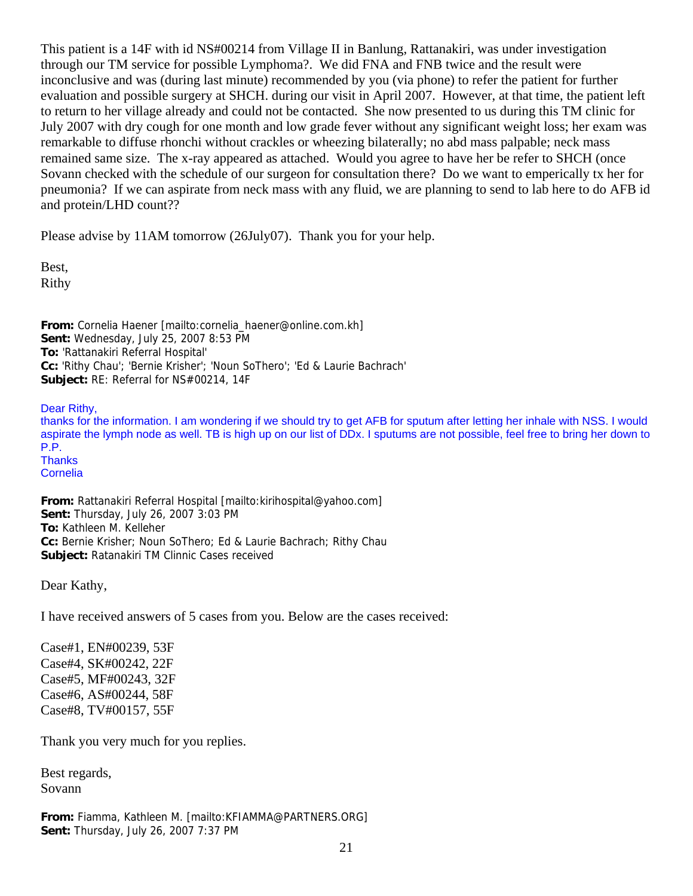This patient is a 14F with id NS#00214 from Village II in Banlung, Rattanakiri, was under investigation through our TM service for possible Lymphoma?. We did FNA and FNB twice and the result were inconclusive and was (during last minute) recommended by you (via phone) to refer the patient for further evaluation and possible surgery at SHCH. during our visit in April 2007. However, at that time, the patient left to return to her village already and could not be contacted. She now presented to us during this TM clinic for July 2007 with dry cough for one month and low grade fever without any significant weight loss; her exam was remarkable to diffuse rhonchi without crackles or wheezing bilaterally; no abd mass palpable; neck mass remained same size. The x-ray appeared as attached. Would you agree to have her be refer to SHCH (once Sovann checked with the schedule of our surgeon for consultation there? Do we want to empericaly tx her for pneumonia? If we can aspirate from neck mass with any fluid, we are planning to send to lab here to do AFB id and protein/LHD count??

Please advise by 11AM tomorrow (26July07). Thank you for your help.

Best,
Rithy

**From:** Cornelia Haener [mailto:cornelia_haener@online.com.kh]
**Sent:** Wednesday, July 25, 2007 8:53 PM
**To:** 'Rattanakiri Referral Hospital'
**Cc:** 'Rithy Chau'; 'Bernie Krisher'; 'Noun SoThero'; 'Ed & Laurie Bachrach'
**Subject:** RE: Referral for NS#00214, 14F

Dear Rithy,
thanks for the information. I am wondering if we should try to get AFB for sputum after letting her inhale with NSS. I would aspirate the lymph node as well. TB is high up on our list of DDx. I sputums are not possible, feel free to bring her down to P.P.
Thanks
Cornelia

**From:** Rattanakiri Referral Hospital [mailto:kirihospital@yahoo.com]
**Sent:** Thursday, July 26, 2007 3:03 PM
**To:** Kathleen M. Kelleher
**Cc:** Bernie Krisher; Noun SoThero; Ed & Laurie Bachrach; Rithy Chau
**Subject:** Ratanakiri TM Clinnic Cases received

Dear Kathy,

I have received answers of 5 cases from you. Below are the cases received:

Case#1, EN#00239, 53F
Case#4, SK#00242, 22F
Case#5, MF#00243, 32F
Case#6, AS#00244, 58F
Case#8, TV#00157, 55F

Thank you very much for you replies.

Best regards,
Sovann

**From:** Fiamma, Kathleen M. [mailto:KFIAMMA@PARTNERS.ORG]
**Sent:** Thursday, July 26, 2007 7:37 PM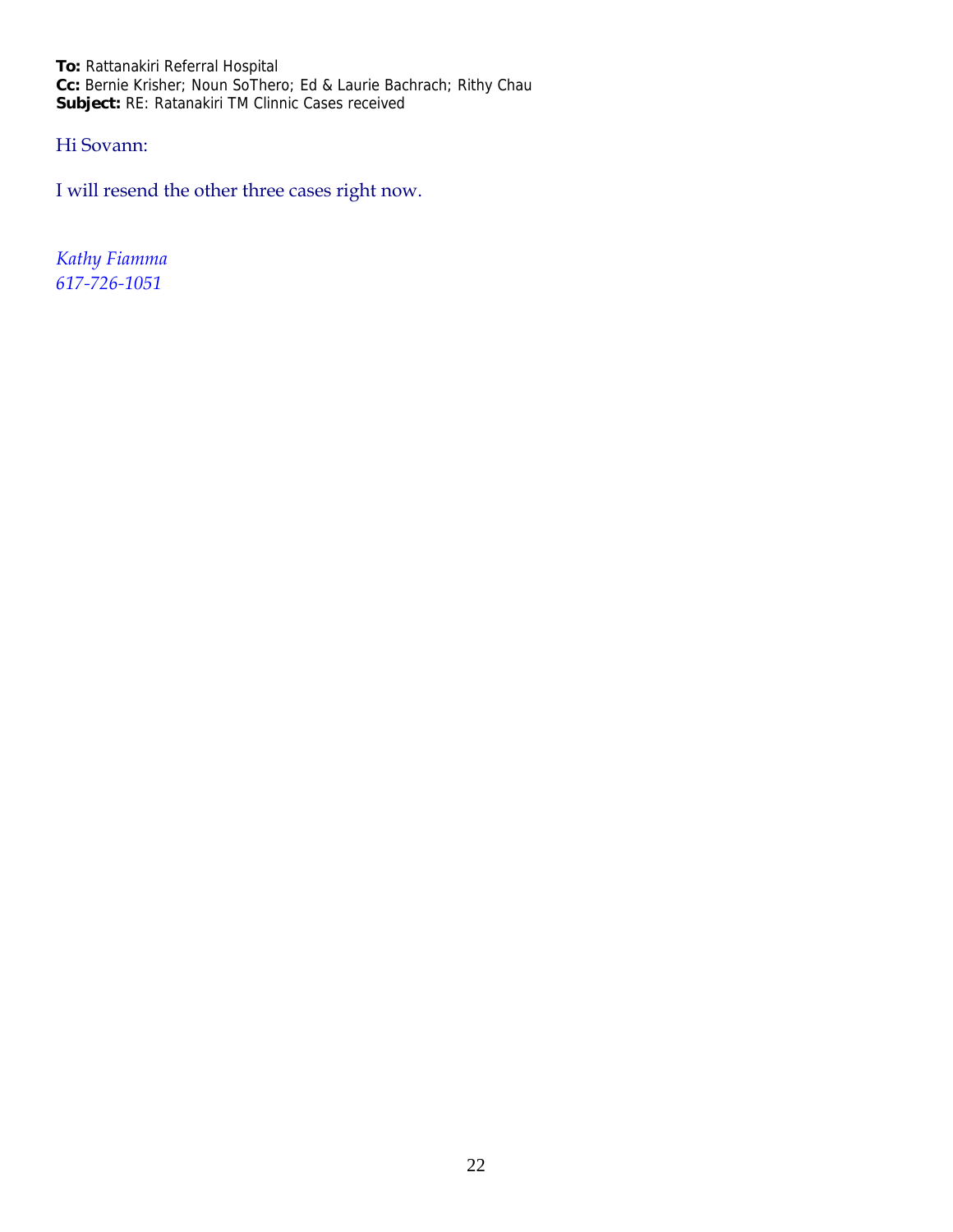**To:** Rattanakiri Referral Hospital
**Cc:** Bernie Krisher; Noun SoThero; Ed & Laurie Bachrach; Rithy Chau
**Subject:** RE: Ratanakiri TM Clinnic Cases received

Hi Sovann:

I will resend the other three cases right now.

*Kathy Fiamma*
*617-726-1051*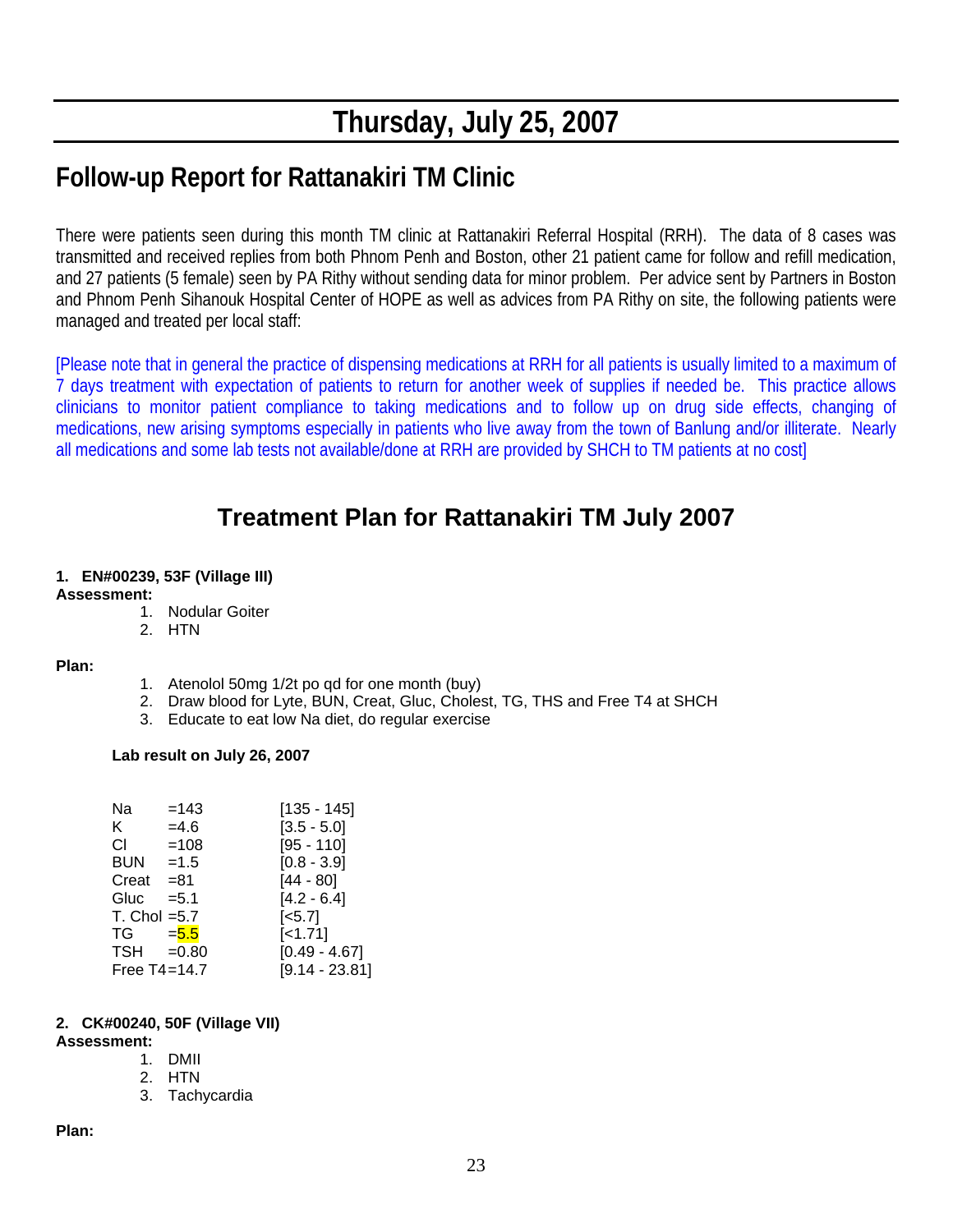# Thursday, July 25, 2007

## Follow-up Report for Rattanakiri TM Clinic

There were patients seen during this month TM clinic at Rattanakiri Referral Hospital (RRH). The data of 8 cases was transmitted and received replies from both Phnom Penh and Boston, other 21 patient came for follow and refill medication, and 27 patients (5 female) seen by PA Rithy without sending data for minor problem. Per advice sent by Partners in Boston and Phnom Penh Sihanouk Hospital Center of HOPE as well as advices from PA Rithy on site, the following patients were managed and treated per local staff:

[Please note that in general the practice of dispensing medications at RRH for all patients is usually limited to a maximum of 7 days treatment with expectation of patients to return for another week of supplies if needed be. This practice allows clinicians to monitor patient compliance to taking medications and to follow up on drug side effects, changing of medications, new arising symptoms especially in patients who live away from the town of Banlung and/or illiterate. Nearly all medications and some lab tests not available/done at RRH are provided by SHCH to TM patients at no cost]

## Treatment Plan for Rattanakiri TM July 2007

**1. EN#00239, 53F (Village III)**

**Assessment:**

1. Nodular Goiter
2. HTN

**Plan:**

1. Atenolol 50mg 1/2t po qd for one month (buy)
2. Draw blood for Lyte, BUN, Creat, Gluc, Cholest, TG, THS and Free T4 at SHCH
3. Educate to eat low Na diet, do regular exercise

**Lab result on July 26, 2007**

| Test | Result | Reference |
|---|---|---|
| Na | =143 | [135 - 145] |
| K | =4.6 | [3.5 - 5.0] |
| Cl | =108 | [95 - 110] |
| BUN | =1.5 | [0.8 - 3.9] |
| Creat | =81 | [44 - 80] |
| Gluc | =5.1 | [4.2 - 6.4] |
| T. Chol | =5.7 | [<5.7] |
| TG | =5.5 | [<1.71] |
| TSH | =0.80 | [0.49 - 4.67] |
| Free T4 | =14.7 | [9.14 - 23.81] |

**2. CK#00240, 50F (Village VII)**

**Assessment:**

1. DMII
2. HTN
3. Tachycardia

**Plan:**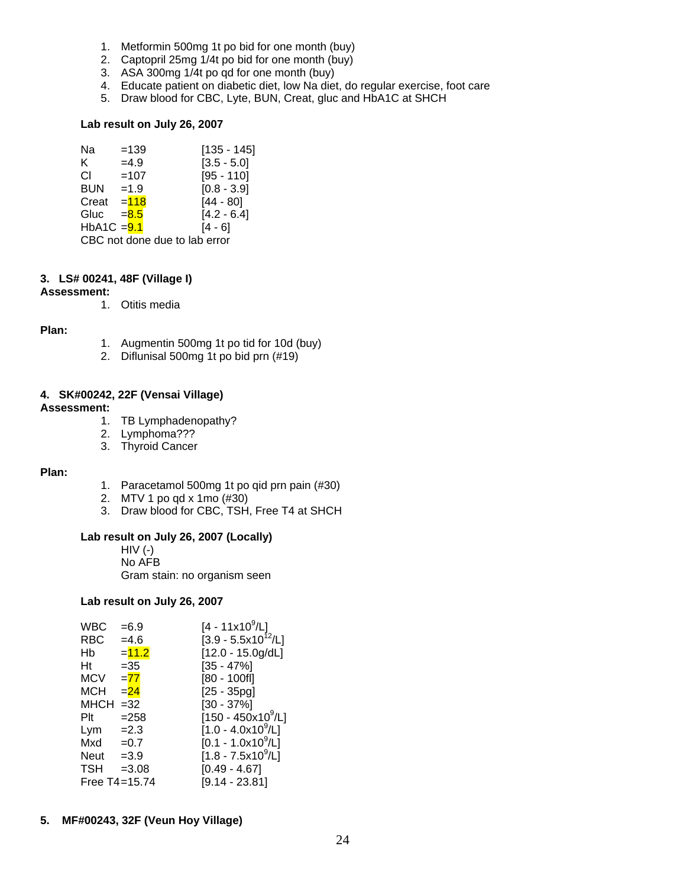1. Metformin 500mg 1t po bid for one month (buy)
2. Captopril 25mg 1/4t po bid for one month (buy)
3. ASA 300mg 1/4t po qd for one month (buy)
4. Educate patient on diabetic diet, low Na diet, do regular exercise, foot care
5. Draw blood for CBC, Lyte, BUN, Creat, gluc and HbA1C at SHCH

**Lab result on July 26, 2007**

| | | |
|---|---|---|
| Na | =139 | [135 - 145] |
| K | =4.9 | [3.5 - 5.0] |
| Cl | =107 | [95 - 110] |
| BUN | =1.9 | [0.8 - 3.9] |
| Creat | =118 | [44 - 80] |
| Gluc | =8.5 | [4.2 - 6.4] |
| HbA1C | =9.1 | [4 - 6] |

CBC not done due to lab error

**3. LS# 00241, 48F (Village I)**

**Assessment:**

1. Otitis media

**Plan:**

1. Augmentin 500mg 1t po tid for 10d (buy)
2. Diflunisal 500mg 1t po bid prn (#19)

**4. SK#00242, 22F (Vensai Village)**

**Assessment:**

1. TB Lymphadenopathy?
2. Lymphoma???
3. Thyroid Cancer

**Plan:**

1. Paracetamol 500mg 1t po qid prn pain (#30)
2. MTV 1 po qd x 1mo (#30)
3. Draw blood for CBC, TSH, Free T4 at SHCH

**Lab result on July 26, 2007 (Locally)**

HIV (-)
No AFB
Gram stain: no organism seen

**Lab result on July 26, 2007**

| | | |
|---|---|---|
| WBC | =6.9 | [4 - 11x10$^9$/L] |
| RBC | =4.6 | [3.9 - 5.5x10$^{12}$/L] |
| Hb | =11.2 | [12.0 - 15.0g/dL] |
| Ht | =35 | [35 - 47%] |
| MCV | =77 | [80 - 100fl] |
| MCH | =24 | [25 - 35pg] |
| MHCH | =32 | [30 - 37%] |
| Plt | =258 | [150 - 450x10$^9$/L] |
| Lym | =2.3 | [1.0 - 4.0x10$^9$/L] |
| Mxd | =0.7 | [0.1 - 1.0x10$^9$/L] |
| Neut | =3.9 | [1.8 - 7.5x10$^9$/L] |
| TSH | =3.08 | [0.49 - 4.67] |
| Free T4 | =15.74 | [9.14 - 23.81] |

**5. MF#00243, 32F (Veun Hoy Village)**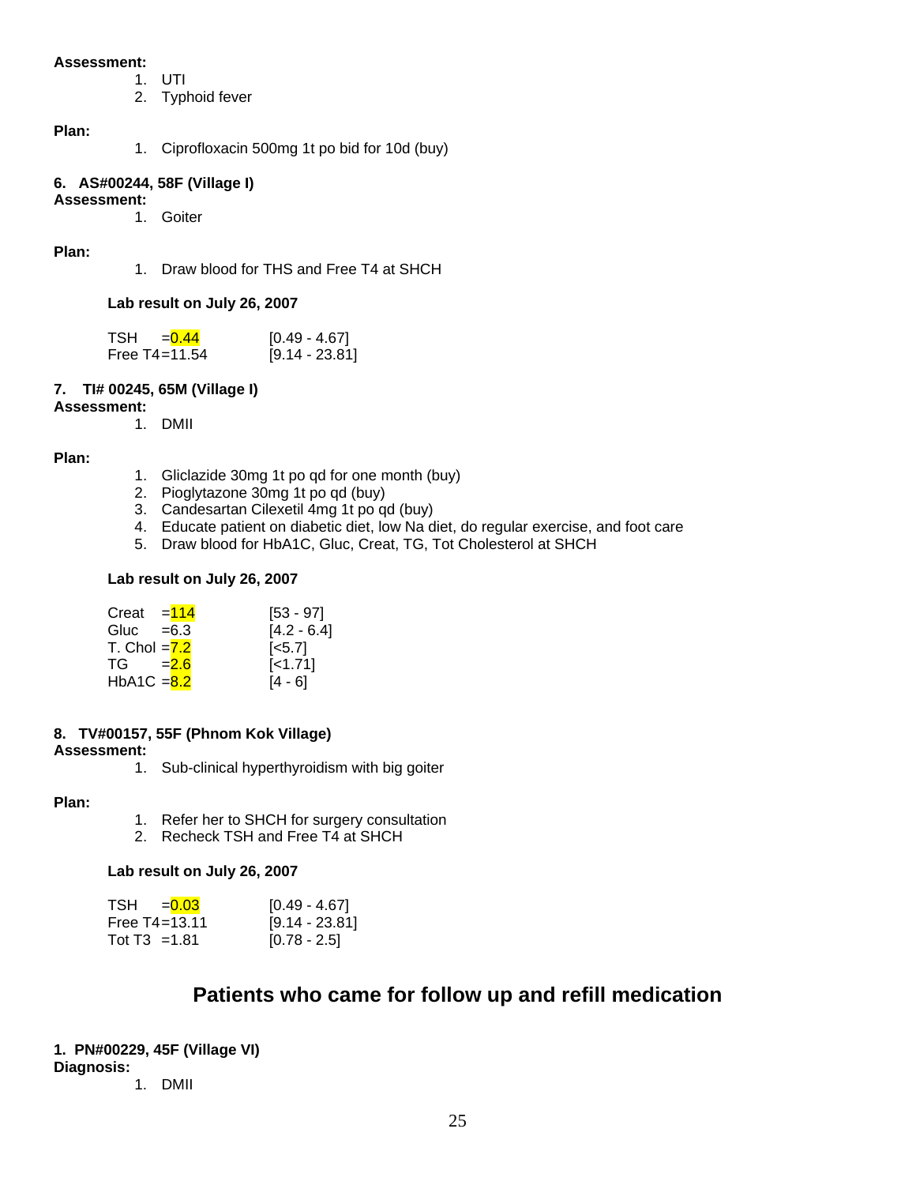**Assessment:**

1. UTI
2. Typhoid fever

**Plan:**

1. Ciprofloxacin 500mg 1t po bid for 10d (buy)

**6. AS#00244, 58F (Village I)**

**Assessment:**

1. Goiter

**Plan:**

1. Draw blood for THS and Free T4 at SHCH

**Lab result on July 26, 2007**

| | | |
|---|---|---|
| TSH | =0.44 | [0.49 - 4.67] |
| Free T4 | =11.54 | [9.14 - 23.81] |

**7. TI# 00245, 65M (Village I)**

**Assessment:**

1. DMII

**Plan:**

1. Gliclazide 30mg 1t po qd for one month (buy)
2. Pioglytazone 30mg 1t po qd (buy)
3. Candesartan Cilexetil 4mg 1t po qd (buy)
4. Educate patient on diabetic diet, low Na diet, do regular exercise, and foot care
5. Draw blood for HbA1C, Gluc, Creat, TG, Tot Cholesterol at SHCH

**Lab result on July 26, 2007**

| | | |
|---|---|---|
| Creat | =114 | [53 - 97] |
| Gluc | =6.3 | [4.2 - 6.4] |
| T. Chol | =7.2 | [<5.7] |
| TG | =2.6 | [<1.71] |
| HbA1C | =8.2 | [4 - 6] |

**8. TV#00157, 55F (Phnom Kok Village)**

**Assessment:**

1. Sub-clinical hyperthyroidism with big goiter

**Plan:**

1. Refer her to SHCH for surgery consultation
2. Recheck TSH and Free T4 at SHCH

**Lab result on July 26, 2007**

| | | |
|---|---|---|
| TSH | =0.03 | [0.49 - 4.67] |
| Free T4 | =13.11 | [9.14 - 23.81] |
| Tot T3 | =1.81 | [0.78 - 2.5] |

## Patients who came for follow up and refill medication

**1. PN#00229, 45F (Village VI)**

**Diagnosis:**

1. DMII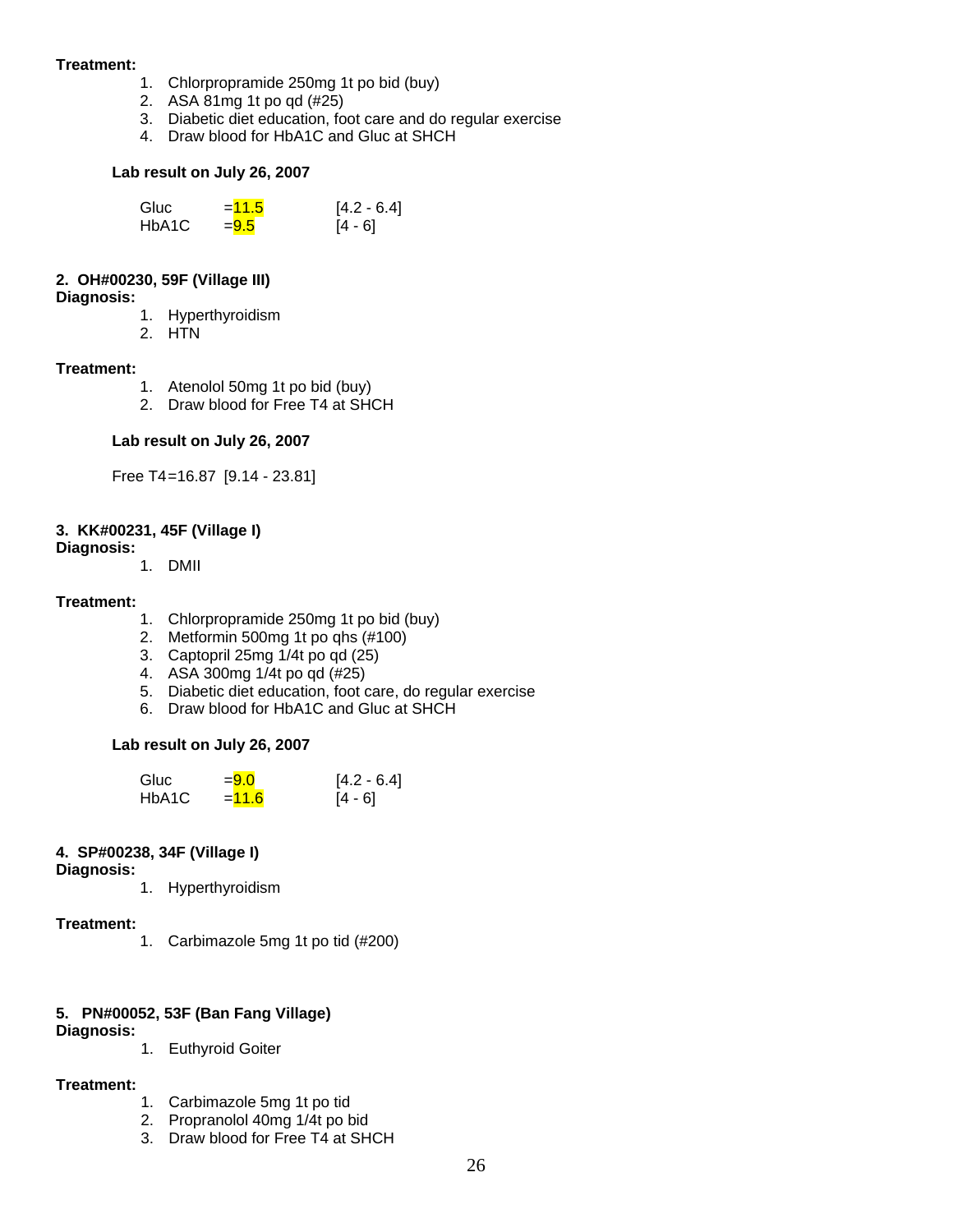**Treatment:**

1. Chlorpropramide 250mg 1t po bid (buy)
2. ASA 81mg 1t po qd (#25)
3. Diabetic diet education, foot care and do regular exercise
4. Draw blood for HbA1C and Gluc at SHCH

**Lab result on July 26, 2007**

| | | |
|---|---|---|
| Gluc | =11.5 | [4.2 - 6.4] |
| HbA1C | =9.5 | [4 - 6] |

**2. OH#00230, 59F (Village III)**

**Diagnosis:**

1. Hyperthyroidism
2. HTN

**Treatment:**

1. Atenolol 50mg 1t po bid (buy)
2. Draw blood for Free T4 at SHCH

**Lab result on July 26, 2007**

Free T4=16.87 [9.14 - 23.81]

**3. KK#00231, 45F (Village I)**

**Diagnosis:**

1. DMII

**Treatment:**

1. Chlorpropramide 250mg 1t po bid (buy)
2. Metformin 500mg 1t po qhs (#100)
3. Captopril 25mg 1/4t po qd (25)
4. ASA 300mg 1/4t po qd (#25)
5. Diabetic diet education, foot care, do regular exercise
6. Draw blood for HbA1C and Gluc at SHCH

**Lab result on July 26, 2007**

| | | |
|---|---|---|
| Gluc | =9.0 | [4.2 - 6.4] |
| HbA1C | =11.6 | [4 - 6] |

**4. SP#00238, 34F (Village I)**

**Diagnosis:**

1. Hyperthyroidism

**Treatment:**

1. Carbimazole 5mg 1t po tid (#200)

**5. PN#00052, 53F (Ban Fang Village)**

**Diagnosis:**

1. Euthyroid Goiter

**Treatment:**

1. Carbimazole 5mg 1t po tid
2. Propranolol 40mg 1/4t po bid
3. Draw blood for Free T4 at SHCH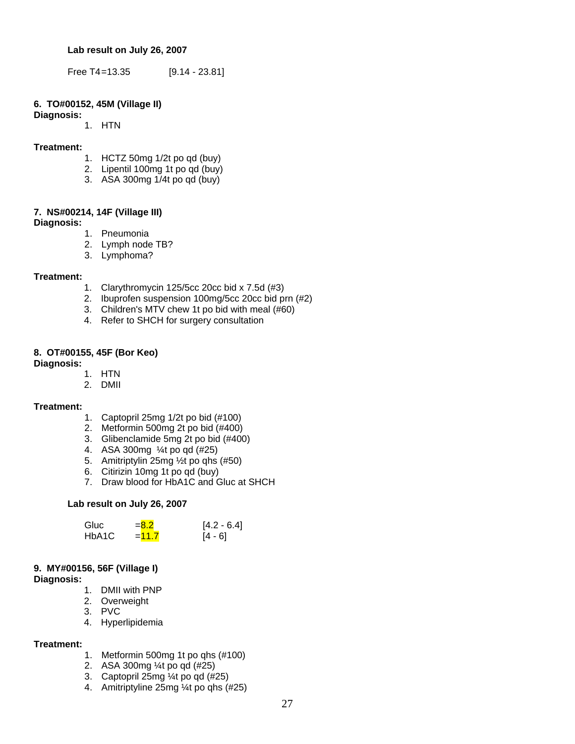**Lab result on July 26, 2007**

Free T4=13.35 [9.14 - 23.81]

**6. TO#00152, 45M (Village II)**

**Diagnosis:**

1. HTN

**Treatment:**

1. HCTZ 50mg 1/2t po qd (buy)
2. Lipentil 100mg 1t po qd (buy)
3. ASA 300mg 1/4t po qd (buy)

**7. NS#00214, 14F (Village III)**

**Diagnosis:**

1. Pneumonia
2. Lymph node TB?
3. Lymphoma?

**Treatment:**

1. Clarythromycin 125/5cc 20cc bid x 7.5d (#3)
2. Ibuprofen suspension 100mg/5cc 20cc bid prn (#2)
3. Children's MTV chew 1t po bid with meal (#60)
4. Refer to SHCH for surgery consultation

**8. OT#00155, 45F (Bor Keo)**

**Diagnosis:**

1. HTN
2. DMII

**Treatment:**

1. Captopril 25mg 1/2t po bid (#100)
2. Metformin 500mg 2t po bid (#400)
3. Glibenclamide 5mg 2t po bid (#400)
4. ASA 300mg ¼t po qd (#25)
5. Amitriptylin 25mg ½t po qhs (#50)
6. Citirizin 10mg 1t po qd (buy)
7. Draw blood for HbA1C and Gluc at SHCH

**Lab result on July 26, 2007**

| | | |
|---|---|---|
| Gluc | =8.2 | [4.2 - 6.4] |
| HbA1C | =11.7 | [4 - 6] |

**9. MY#00156, 56F (Village I)**

**Diagnosis:**

1. DMII with PNP
2. Overweight
3. PVC
4. Hyperlipidemia

**Treatment:**

1. Metformin 500mg 1t po qhs (#100)
2. ASA 300mg ¼t po qd (#25)
3. Captopril 25mg ¼t po qd (#25)
4. Amitriptyline 25mg ¼t po qhs (#25)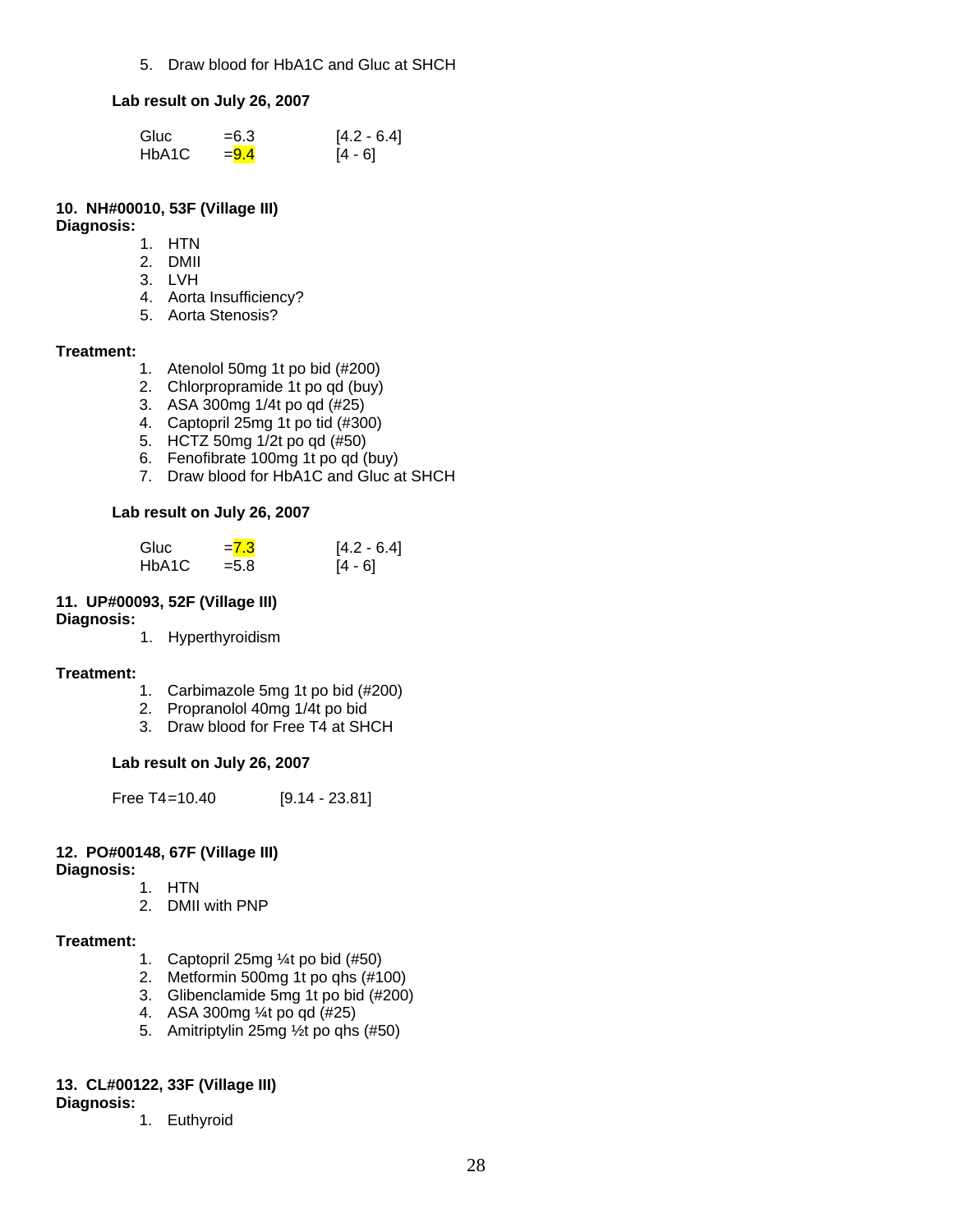5. Draw blood for HbA1C and Gluc at SHCH

**Lab result on July 26, 2007**

| | | |
|---|---|---|
| Gluc | =6.3 | [4.2 - 6.4] |
| HbA1C | =9.4 | [4 - 6] |

**10. NH#00010, 53F (Village III)**
**Diagnosis:**

1. HTN
2. DMII
3. LVH
4. Aorta Insufficiency?
5. Aorta Stenosis?

**Treatment:**

1. Atenolol 50mg 1t po bid (#200)
2. Chlorpropramide 1t po qd (buy)
3. ASA 300mg 1/4t po qd (#25)
4. Captopril 25mg 1t po tid (#300)
5. HCTZ 50mg 1/2t po qd (#50)
6. Fenofibrate 100mg 1t po qd (buy)
7. Draw blood for HbA1C and Gluc at SHCH

**Lab result on July 26, 2007**

| | | |
|---|---|---|
| Gluc | =7.3 | [4.2 - 6.4] |
| HbA1C | =5.8 | [4 - 6] |

**11. UP#00093, 52F (Village III)**
**Diagnosis:**

1. Hyperthyroidism

**Treatment:**

1. Carbimazole 5mg 1t po bid (#200)
2. Propranolol 40mg 1/4t po bid
3. Draw blood for Free T4 at SHCH

**Lab result on July 26, 2007**

Free T4=10.40 [9.14 - 23.81]

**12. PO#00148, 67F (Village III)**
**Diagnosis:**

1. HTN
2. DMII with PNP

**Treatment:**

1. Captopril 25mg ¼t po bid (#50)
2. Metformin 500mg 1t po qhs (#100)
3. Glibenclamide 5mg 1t po bid (#200)
4. ASA 300mg ¼t po qd (#25)
5. Amitriptylin 25mg ½t po qhs (#50)

**13. CL#00122, 33F (Village III)**
**Diagnosis:**

1. Euthyroid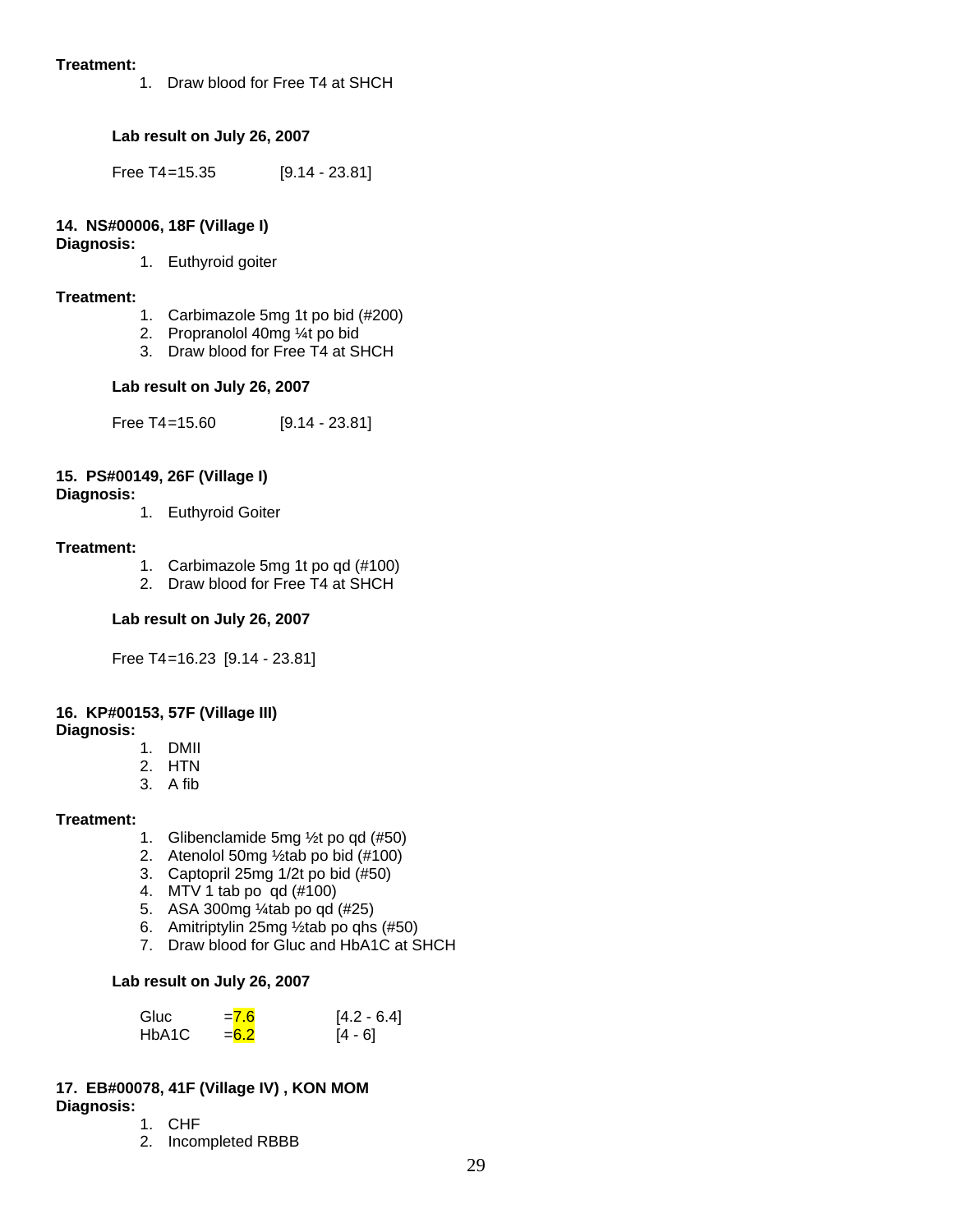**Treatment:**

1. Draw blood for Free T4 at SHCH

**Lab result on July 26, 2007**

Free T4=15.35 [9.14 - 23.81]

**14. NS#00006, 18F (Village I)**

**Diagnosis:**

1. Euthyroid goiter

**Treatment:**

1. Carbimazole 5mg 1t po bid (#200)
2. Propranolol 40mg ¼t po bid
3. Draw blood for Free T4 at SHCH

**Lab result on July 26, 2007**

Free T4=15.60 [9.14 - 23.81]

**15. PS#00149, 26F (Village I)**

**Diagnosis:**

1. Euthyroid Goiter

**Treatment:**

1. Carbimazole 5mg 1t po qd (#100)
2. Draw blood for Free T4 at SHCH

**Lab result on July 26, 2007**

Free T4=16.23 [9.14 - 23.81]

**16. KP#00153, 57F (Village III)**

**Diagnosis:**

1. DMII
2. HTN
3. A fib

**Treatment:**

1. Glibenclamide 5mg ½t po qd (#50)
2. Atenolol 50mg ½tab po bid (#100)
3. Captopril 25mg 1/2t po bid (#50)
4. MTV 1 tab po qd (#100)
5. ASA 300mg ¼tab po qd (#25)
6. Amitriptylin 25mg ½tab po qhs (#50)
7. Draw blood for Gluc and HbA1C at SHCH

**Lab result on July 26, 2007**

| | | |
|---|---|---|
| Gluc | =7.6 | [4.2 - 6.4] |
| HbA1C | =6.2 | [4 - 6] |

**17. EB#00078, 41F (Village IV) , KON MOM**

**Diagnosis:**

1. CHF
2. Incompleted RBBB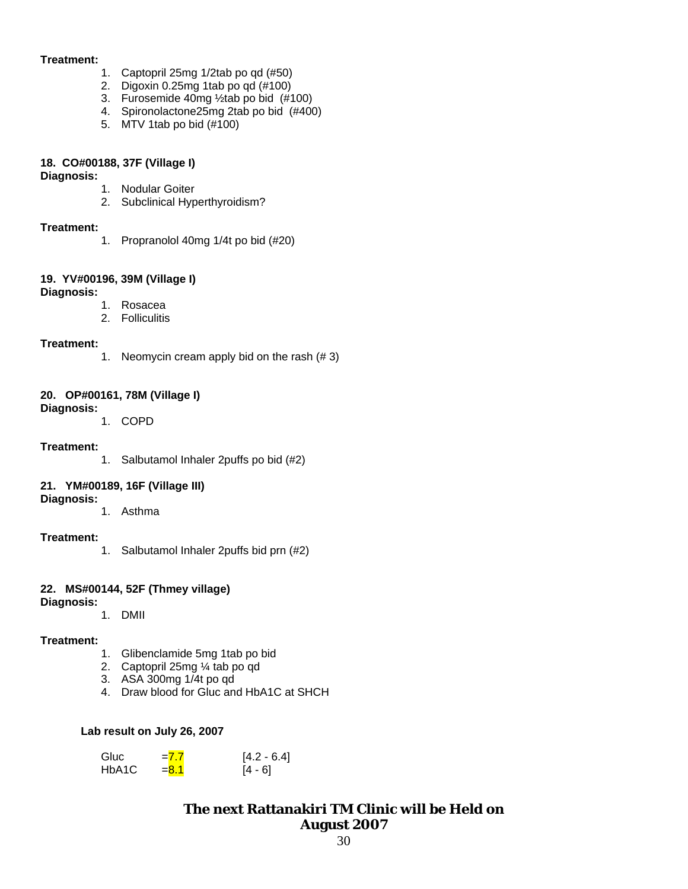**Treatment:**

1. Captopril 25mg 1/2tab po qd (#50)
2. Digoxin 0.25mg 1tab po qd (#100)
3. Furosemide 40mg ½tab po bid (#100)
4. Spironolactone25mg 2tab po bid (#400)
5. MTV 1tab po bid (#100)

**18. CO#00188, 37F (Village I)**

**Diagnosis:**

1. Nodular Goiter
2. Subclinical Hyperthyroidism?

**Treatment:**

1. Propranolol 40mg 1/4t po bid (#20)

**19. YV#00196, 39M (Village I)**

**Diagnosis:**

1. Rosacea
2. Folliculitis

**Treatment:**

1. Neomycin cream apply bid on the rash (# 3)

**20. OP#00161, 78M (Village I)**

**Diagnosis:**

1. COPD

**Treatment:**

1. Salbutamol Inhaler 2puffs po bid (#2)

**21. YM#00189, 16F (Village III)**

**Diagnosis:**

1. Asthma

**Treatment:**

1. Salbutamol Inhaler 2puffs bid prn (#2)

**22. MS#00144, 52F (Thmey village)**

**Diagnosis:**

1. DMII

**Treatment:**

1. Glibenclamide 5mg 1tab po bid
2. Captopril 25mg ¼ tab po qd
3. ASA 300mg 1/4t po qd
4. Draw blood for Gluc and HbA1C at SHCH

**Lab result on July 26, 2007**

| | | |
|---|---|---|
| Gluc | =7.7 | [4.2 - 6.4] |
| HbA1C | =8.1 | [4 - 6] |

**The next Rattanakiri TM Clinic will be Held on August 2007**